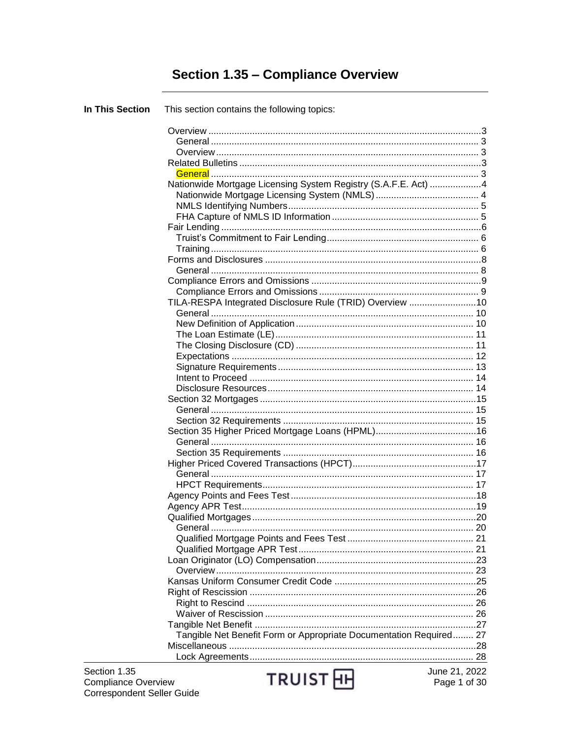# Section 1.35 – Compliance Overview

**In This Section** This section contains the following topics:

- Overview ... 3
  - General ... 3
  - Overview ... 3
- Related Bulletins ... 3
  - General ... 3
- Nationwide Mortgage Licensing System Registry (S.A.F.E. Act) ... 4
  - Nationwide Mortgage Licensing System (NMLS) ... 4
  - NMLS Identifying Numbers ... 5
  - FHA Capture of NMLS ID Information ... 5
- Fair Lending ... 6
  - Truist's Commitment to Fair Lending ... 6
  - Training ... 6
- Forms and Disclosures ... 8
  - General ... 8
- Compliance Errors and Omissions ... 9
  - Compliance Errors and Omissions ... 9
- TILA-RESPA Integrated Disclosure Rule (TRID) Overview ... 10
  - General ... 10
  - New Definition of Application ... 10
  - The Loan Estimate (LE) ... 11
  - The Closing Disclosure (CD) ... 11
  - Expectations ... 12
  - Signature Requirements ... 13
  - Intent to Proceed ... 14
  - Disclosure Resources ... 14
- Section 32 Mortgages ... 15
  - General ... 15
  - Section 32 Requirements ... 15
- Section 35 Higher Priced Mortgage Loans (HPML) ... 16
  - General ... 16
  - Section 35 Requirements ... 16
- Higher Priced Covered Transactions (HPCT) ... 17
  - General ... 17
  - HPCT Requirements ... 17
- Agency Points and Fees Test ... 18
- Agency APR Test ... 19
- Qualified Mortgages ... 20
  - General ... 20
  - Qualified Mortgage Points and Fees Test ... 21
  - Qualified Mortgage APR Test ... 21
- Loan Originator (LO) Compensation ... 23
  - Overview ... 23
- Kansas Uniform Consumer Credit Code ... 25
- Right of Rescission ... 26
  - Right to Rescind ... 26
  - Waiver of Rescission ... 26
- Tangible Net Benefit ... 27
  - Tangible Net Benefit Form or Appropriate Documentation Required ... 27
- Miscellaneous ... 28
  - Lock Agreements ... 28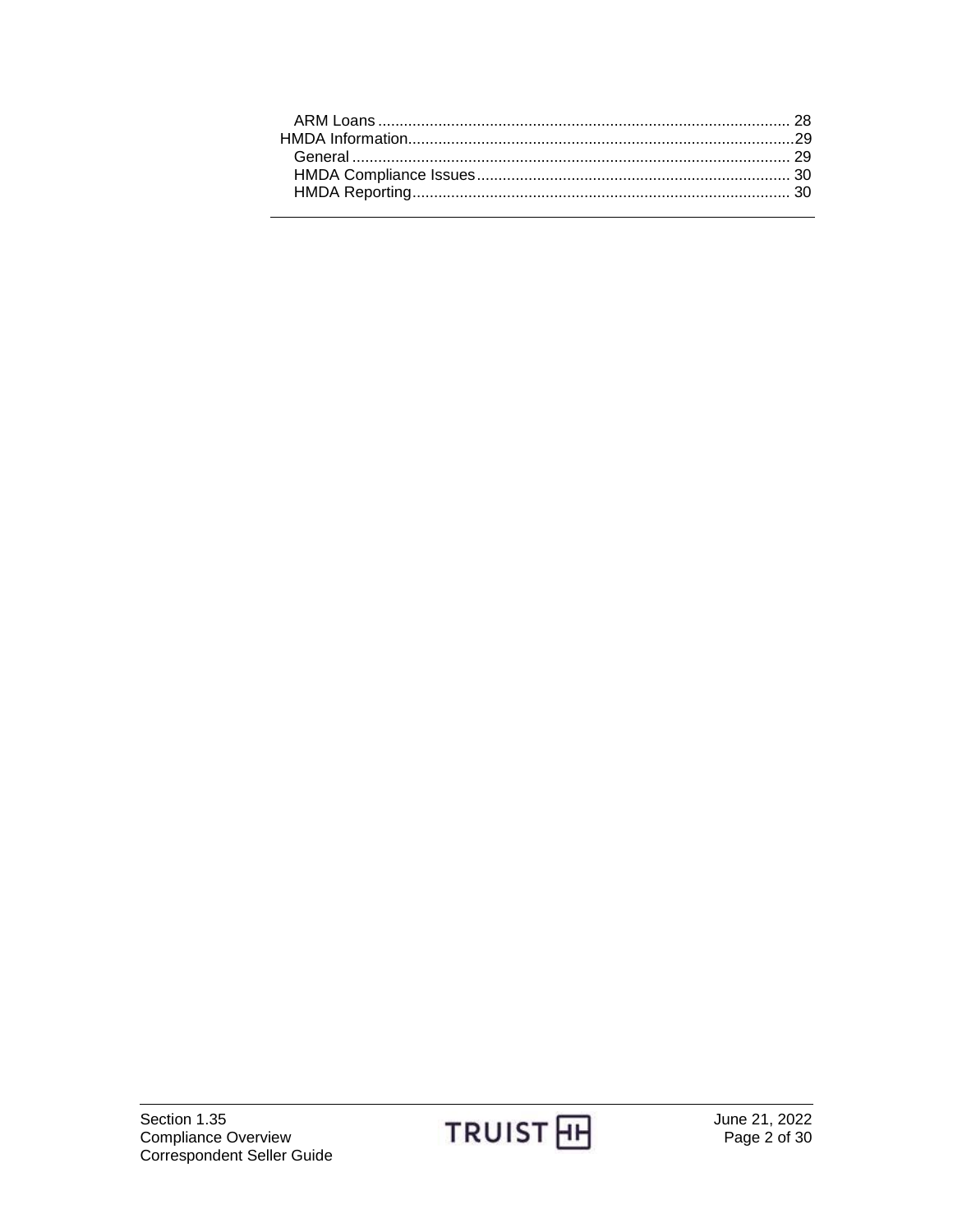- ARM Loans ........................................................................................ 28

HMDA Information.........................................................................................29

- General ........................................................................................ 29
- HMDA Compliance Issues........................................................................ 30
- HMDA Reporting....................................................................................... 30

---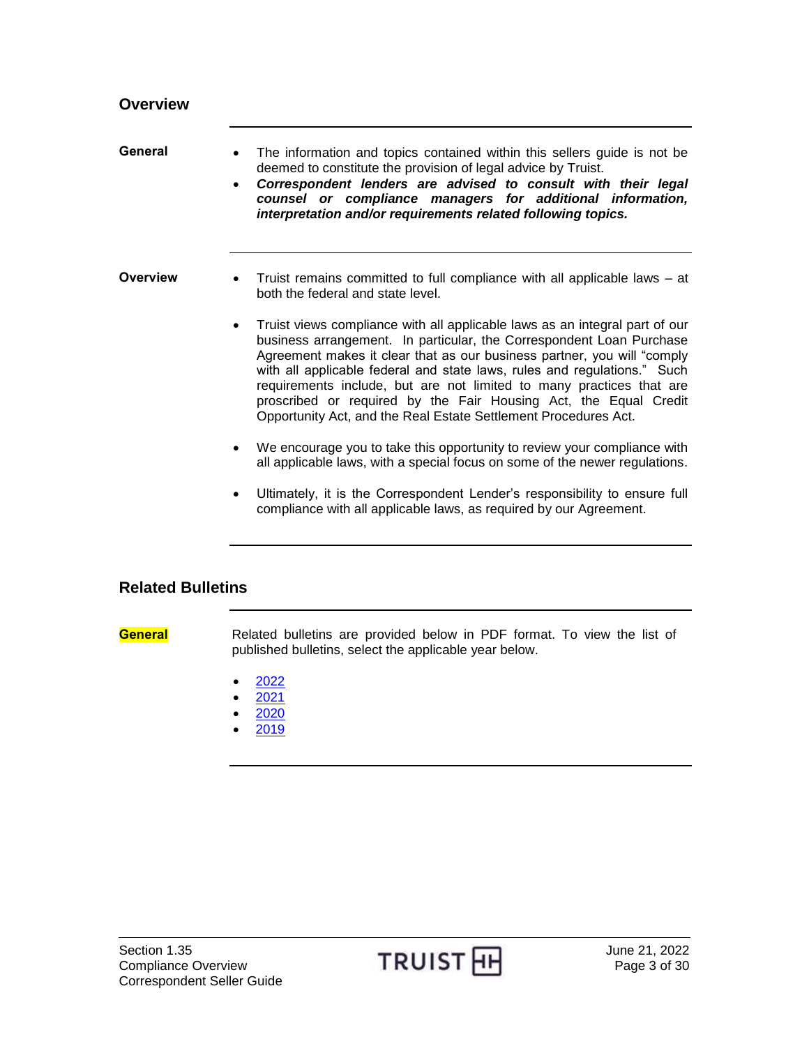## Overview

### General

- The information and topics contained within this sellers guide is not be deemed to constitute the provision of legal advice by Truist.
- ***Correspondent lenders are advised to consult with their legal counsel or compliance managers for additional information, interpretation and/or requirements related following topics.***

### Overview

- Truist remains committed to full compliance with all applicable laws – at both the federal and state level.
- Truist views compliance with all applicable laws as an integral part of our business arrangement. In particular, the Correspondent Loan Purchase Agreement makes it clear that as our business partner, you will "comply with all applicable federal and state laws, rules and regulations." Such requirements include, but are not limited to many practices that are proscribed or required by the Fair Housing Act, the Equal Credit Opportunity Act, and the Real Estate Settlement Procedures Act.
- We encourage you to take this opportunity to review your compliance with all applicable laws, with a special focus on some of the newer regulations.
- Ultimately, it is the Correspondent Lender's responsibility to ensure full compliance with all applicable laws, as required by our Agreement.

## Related Bulletins

### General

Related bulletins are provided below in PDF format. To view the list of published bulletins, select the applicable year below.

- 2022
- 2021
- 2020
- 2019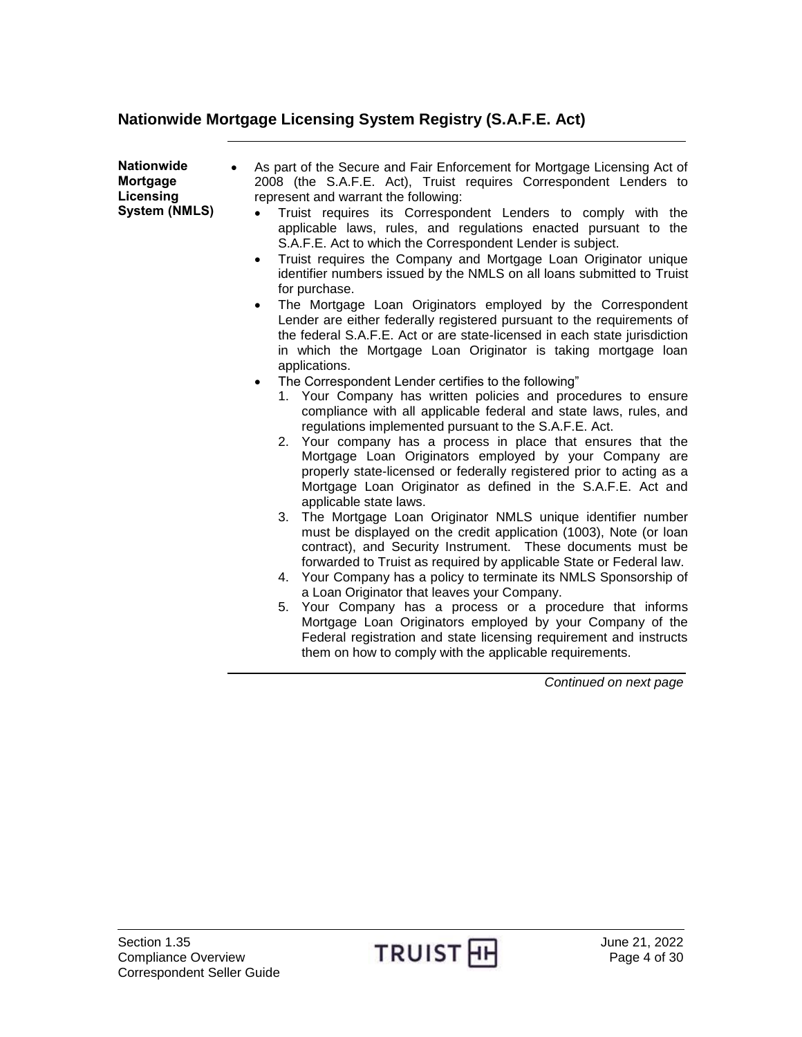## Nationwide Mortgage Licensing System Registry (S.A.F.E. Act)

**Nationwide Mortgage Licensing System (NMLS)**

- As part of the Secure and Fair Enforcement for Mortgage Licensing Act of 2008 (the S.A.F.E. Act), Truist requires Correspondent Lenders to represent and warrant the following:
  - Truist requires its Correspondent Lenders to comply with the applicable laws, rules, and regulations enacted pursuant to the S.A.F.E. Act to which the Correspondent Lender is subject.
  - Truist requires the Company and Mortgage Loan Originator unique identifier numbers issued by the NMLS on all loans submitted to Truist for purchase.
  - The Mortgage Loan Originators employed by the Correspondent Lender are either federally registered pursuant to the requirements of the federal S.A.F.E. Act or are state-licensed in each state jurisdiction in which the Mortgage Loan Originator is taking mortgage loan applications.
  - The Correspondent Lender certifies to the following"
    1. Your Company has written policies and procedures to ensure compliance with all applicable federal and state laws, rules, and regulations implemented pursuant to the S.A.F.E. Act.
    2. Your company has a process in place that ensures that the Mortgage Loan Originators employed by your Company are properly state-licensed or federally registered prior to acting as a Mortgage Loan Originator as defined in the S.A.F.E. Act and applicable state laws.
    3. The Mortgage Loan Originator NMLS unique identifier number must be displayed on the credit application (1003), Note (or loan contract), and Security Instrument. These documents must be forwarded to Truist as required by applicable State or Federal law.
    4. Your Company has a policy to terminate its NMLS Sponsorship of a Loan Originator that leaves your Company.
    5. Your Company has a process or a procedure that informs Mortgage Loan Originators employed by your Company of the Federal registration and state licensing requirement and instructs them on how to comply with the applicable requirements.

*Continued on next page*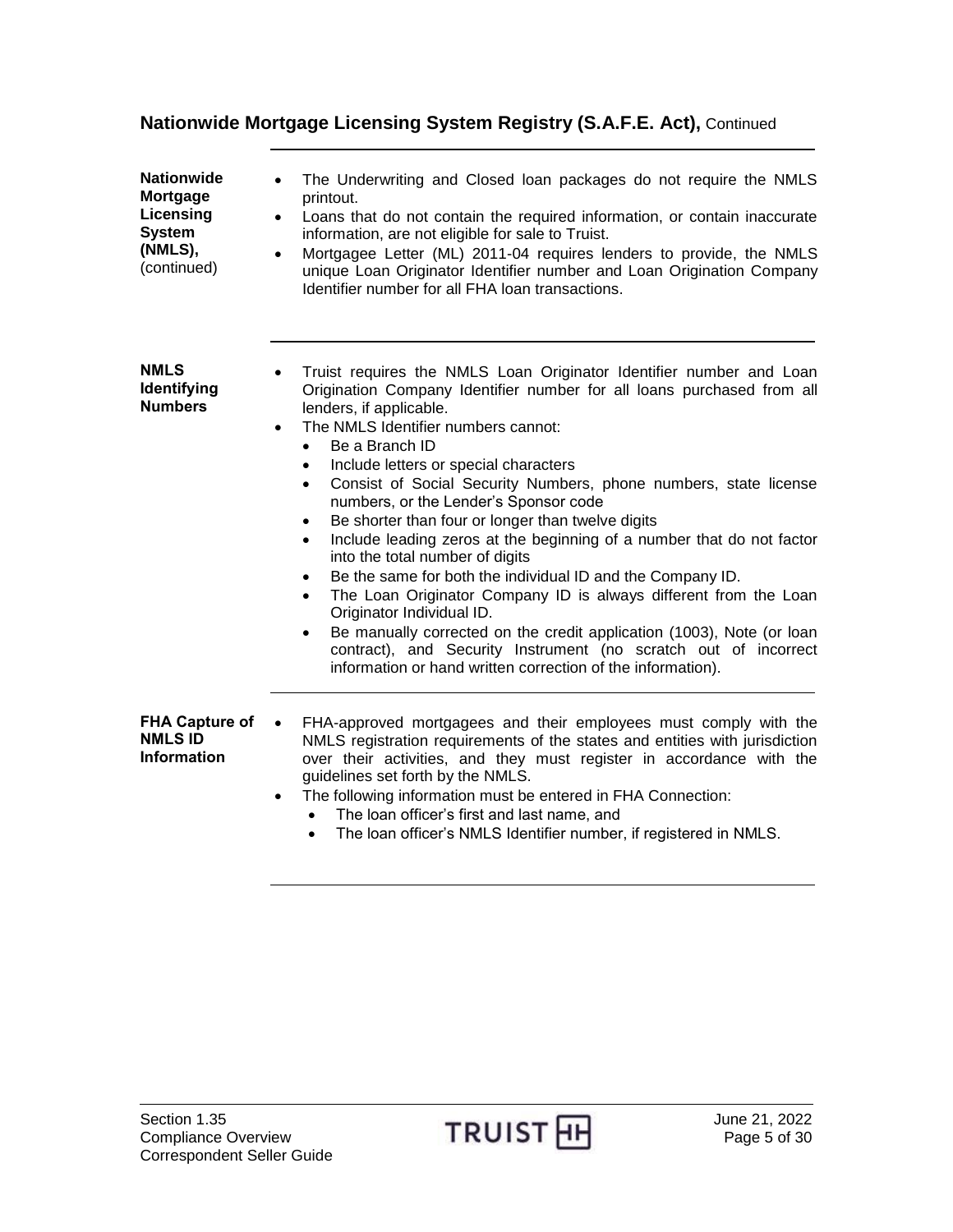## Nationwide Mortgage Licensing System Registry (S.A.F.E. Act), Continued

**Nationwide Mortgage Licensing System (NMLS),** (continued)

- The Underwriting and Closed loan packages do not require the NMLS printout.
- Loans that do not contain the required information, or contain inaccurate information, are not eligible for sale to Truist.
- Mortgagee Letter (ML) 2011-04 requires lenders to provide, the NMLS unique Loan Originator Identifier number and Loan Origination Company Identifier number for all FHA loan transactions.

**NMLS Identifying Numbers**

- Truist requires the NMLS Loan Originator Identifier number and Loan Origination Company Identifier number for all loans purchased from all lenders, if applicable.
- The NMLS Identifier numbers cannot:
  - Be a Branch ID
  - Include letters or special characters
  - Consist of Social Security Numbers, phone numbers, state license numbers, or the Lender's Sponsor code
  - Be shorter than four or longer than twelve digits
  - Include leading zeros at the beginning of a number that do not factor into the total number of digits
  - Be the same for both the individual ID and the Company ID.
  - The Loan Originator Company ID is always different from the Loan Originator Individual ID.
  - Be manually corrected on the credit application (1003), Note (or loan contract), and Security Instrument (no scratch out of incorrect information or hand written correction of the information).

**FHA Capture of NMLS ID Information**

- FHA-approved mortgagees and their employees must comply with the NMLS registration requirements of the states and entities with jurisdiction over their activities, and they must register in accordance with the guidelines set forth by the NMLS.
- The following information must be entered in FHA Connection:
  - The loan officer's first and last name, and
  - The loan officer's NMLS Identifier number, if registered in NMLS.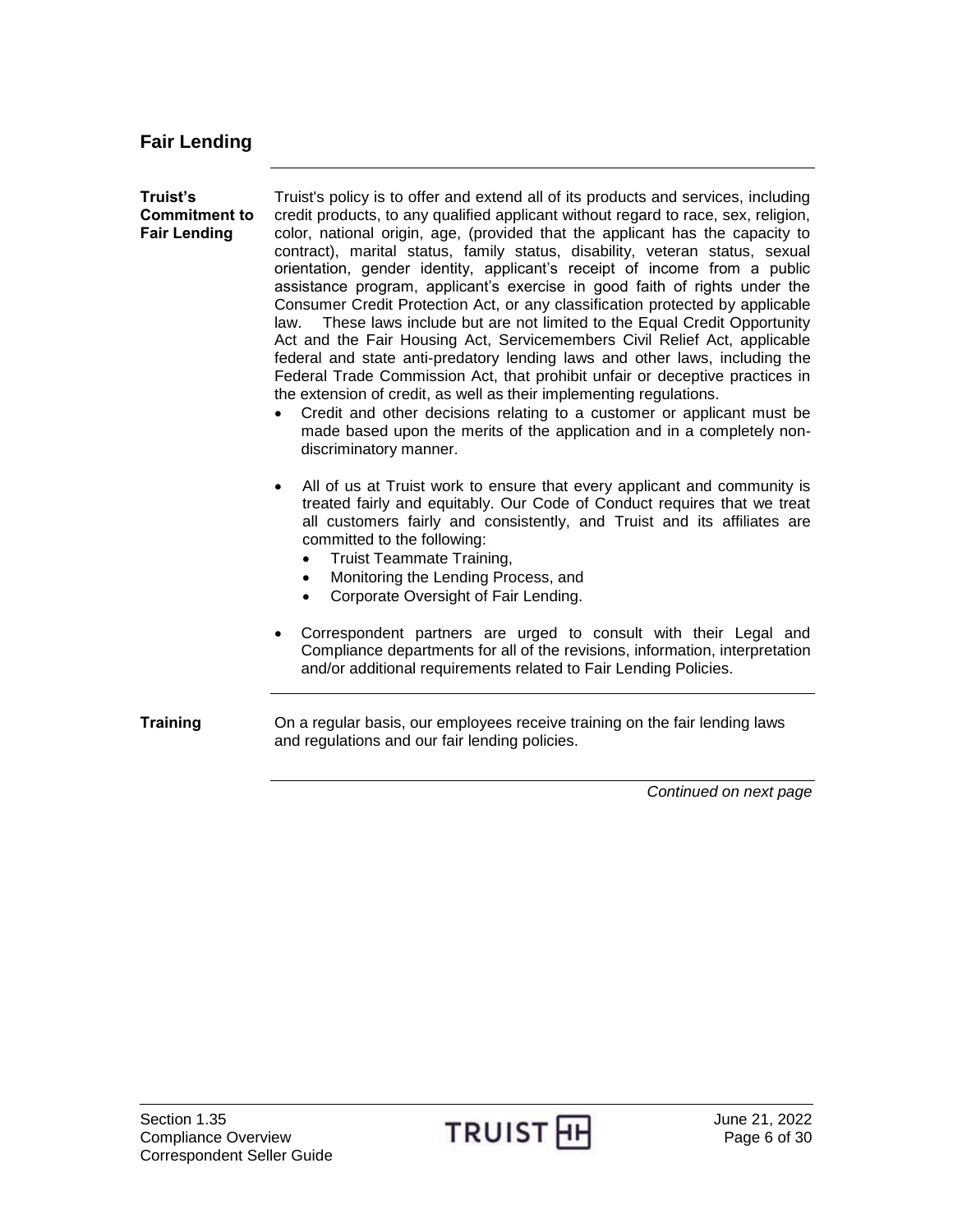## Fair Lending

**Truist's Commitment to Fair Lending**

Truist's policy is to offer and extend all of its products and services, including credit products, to any qualified applicant without regard to race, sex, religion, color, national origin, age, (provided that the applicant has the capacity to contract), marital status, family status, disability, veteran status, sexual orientation, gender identity, applicant's receipt of income from a public assistance program, applicant's exercise in good faith of rights under the Consumer Credit Protection Act, or any classification protected by applicable law. These laws include but are not limited to the Equal Credit Opportunity Act and the Fair Housing Act, Servicemembers Civil Relief Act, applicable federal and state anti-predatory lending laws and other laws, including the Federal Trade Commission Act, that prohibit unfair or deceptive practices in the extension of credit, as well as their implementing regulations.

- Credit and other decisions relating to a customer or applicant must be made based upon the merits of the application and in a completely non-discriminatory manner.
- All of us at Truist work to ensure that every applicant and community is treated fairly and equitably. Our Code of Conduct requires that we treat all customers fairly and consistently, and Truist and its affiliates are committed to the following:
  - Truist Teammate Training,
  - Monitoring the Lending Process, and
  - Corporate Oversight of Fair Lending.
- Correspondent partners are urged to consult with their Legal and Compliance departments for all of the revisions, information, interpretation and/or additional requirements related to Fair Lending Policies.

**Training**

On a regular basis, our employees receive training on the fair lending laws and regulations and our fair lending policies.

*Continued on next page*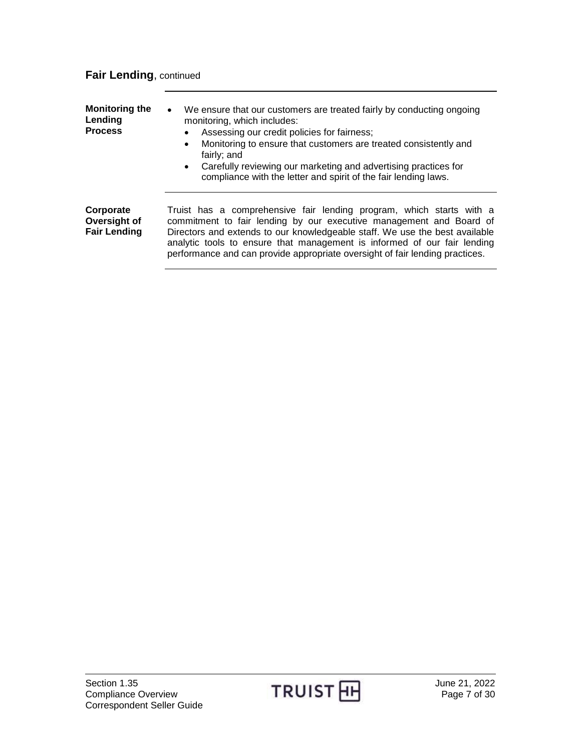## Fair Lending, continued

**Monitoring the Lending Process**

- We ensure that our customers are treated fairly by conducting ongoing monitoring, which includes:
  - Assessing our credit policies for fairness;
  - Monitoring to ensure that customers are treated consistently and fairly; and
  - Carefully reviewing our marketing and advertising practices for compliance with the letter and spirit of the fair lending laws.

**Corporate Oversight of Fair Lending**

Truist has a comprehensive fair lending program, which starts with a commitment to fair lending by our executive management and Board of Directors and extends to our knowledgeable staff. We use the best available analytic tools to ensure that management is informed of our fair lending performance and can provide appropriate oversight of fair lending practices.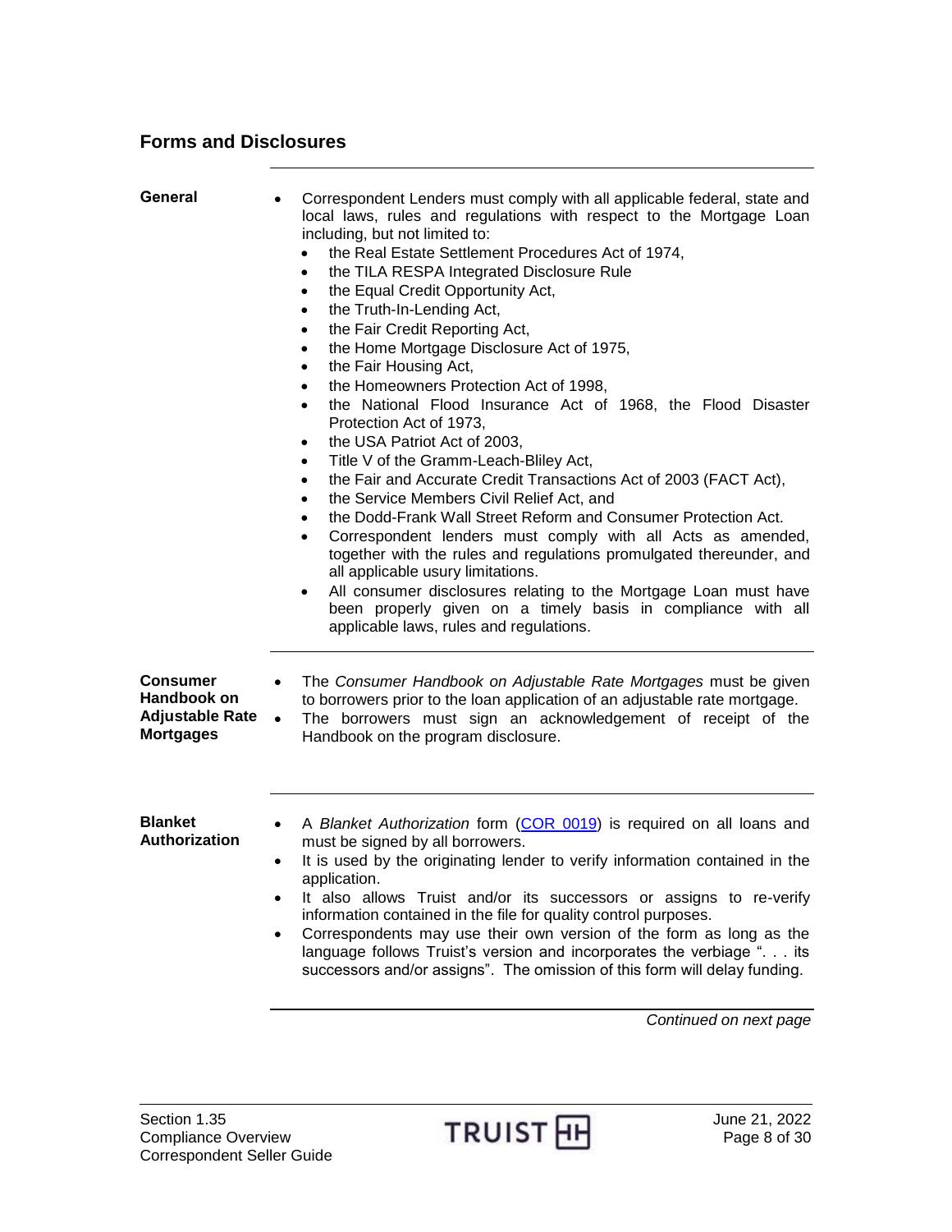## Forms and Disclosures

### General

- Correspondent Lenders must comply with all applicable federal, state and local laws, rules and regulations with respect to the Mortgage Loan including, but not limited to:
  - the Real Estate Settlement Procedures Act of 1974,
  - the TILA RESPA Integrated Disclosure Rule
  - the Equal Credit Opportunity Act,
  - the Truth-In-Lending Act,
  - the Fair Credit Reporting Act,
  - the Home Mortgage Disclosure Act of 1975,
  - the Fair Housing Act,
  - the Homeowners Protection Act of 1998,
  - the National Flood Insurance Act of 1968, the Flood Disaster Protection Act of 1973,
  - the USA Patriot Act of 2003,
  - Title V of the Gramm-Leach-Bliley Act,
  - the Fair and Accurate Credit Transactions Act of 2003 (FACT Act),
  - the Service Members Civil Relief Act, and
  - the Dodd-Frank Wall Street Reform and Consumer Protection Act.
  - Correspondent lenders must comply with all Acts as amended, together with the rules and regulations promulgated thereunder, and all applicable usury limitations.
  - All consumer disclosures relating to the Mortgage Loan must have been properly given on a timely basis in compliance with all applicable laws, rules and regulations.

### Consumer Handbook on Adjustable Rate Mortgages

- The *Consumer Handbook on Adjustable Rate Mortgages* must be given to borrowers prior to the loan application of an adjustable rate mortgage.
- The borrowers must sign an acknowledgement of receipt of the Handbook on the program disclosure.

### Blanket Authorization

- A *Blanket Authorization* form (COR 0019) is required on all loans and must be signed by all borrowers.
- It is used by the originating lender to verify information contained in the application.
- It also allows Truist and/or its successors or assigns to re-verify information contained in the file for quality control purposes.
- Correspondents may use their own version of the form as long as the language follows Truist's version and incorporates the verbiage ". . . its successors and/or assigns". The omission of this form will delay funding.

*Continued on next page*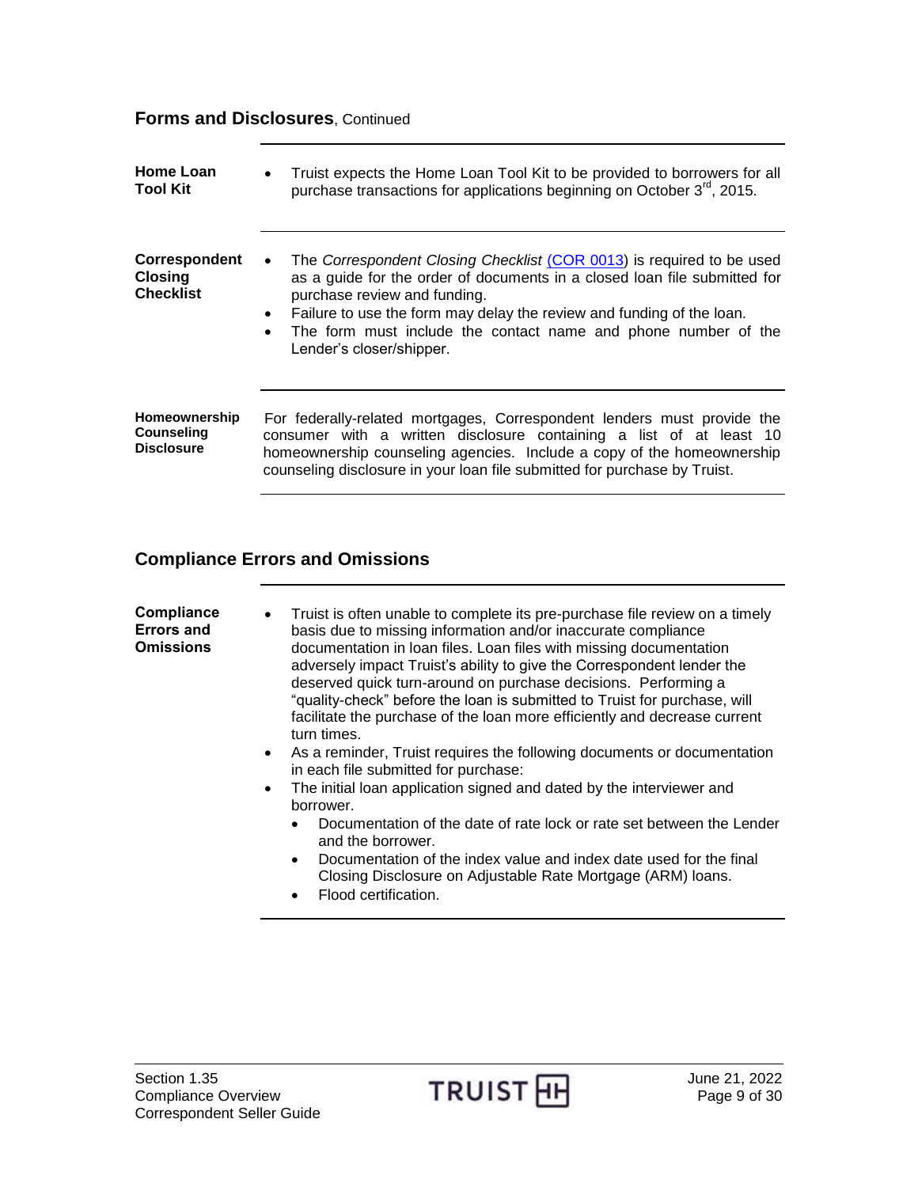## Forms and Disclosures, Continued

**Home Loan Tool Kit**

- Truist expects the Home Loan Tool Kit to be provided to borrowers for all purchase transactions for applications beginning on October 3rd, 2015.

**Correspondent Closing Checklist**

- The *Correspondent Closing Checklist* (COR 0013) is required to be used as a guide for the order of documents in a closed loan file submitted for purchase review and funding.
- Failure to use the form may delay the review and funding of the loan.
- The form must include the contact name and phone number of the Lender's closer/shipper.

**Homeownership Counseling Disclosure**

For federally-related mortgages, Correspondent lenders must provide the consumer with a written disclosure containing a list of at least 10 homeownership counseling agencies. Include a copy of the homeownership counseling disclosure in your loan file submitted for purchase by Truist.

## Compliance Errors and Omissions

**Compliance Errors and Omissions**

- Truist is often unable to complete its pre-purchase file review on a timely basis due to missing information and/or inaccurate compliance documentation in loan files. Loan files with missing documentation adversely impact Truist's ability to give the Correspondent lender the deserved quick turn-around on purchase decisions. Performing a "quality-check" before the loan is submitted to Truist for purchase, will facilitate the purchase of the loan more efficiently and decrease current turn times.
- As a reminder, Truist requires the following documents or documentation in each file submitted for purchase:
- The initial loan application signed and dated by the interviewer and borrower.
  - Documentation of the date of rate lock or rate set between the Lender and the borrower.
  - Documentation of the index value and index date used for the final Closing Disclosure on Adjustable Rate Mortgage (ARM) loans.
  - Flood certification.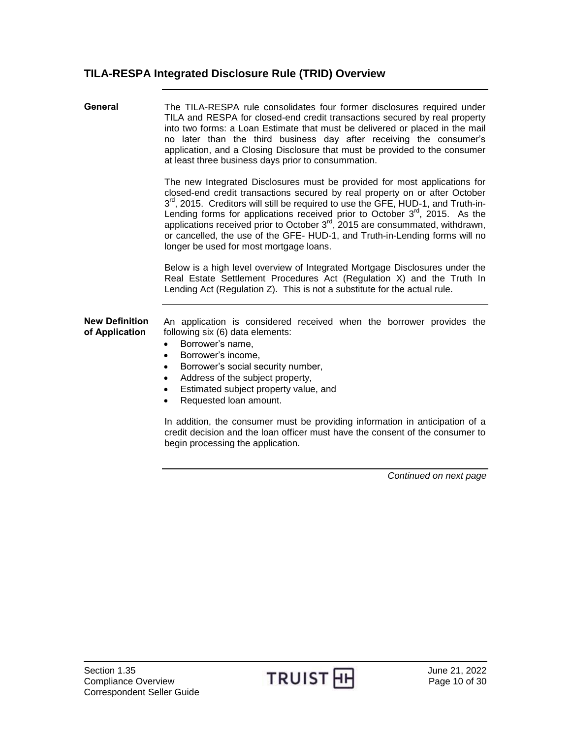## TILA-RESPA Integrated Disclosure Rule (TRID) Overview

**General**

The TILA-RESPA rule consolidates four former disclosures required under TILA and RESPA for closed-end credit transactions secured by real property into two forms: a Loan Estimate that must be delivered or placed in the mail no later than the third business day after receiving the consumer's application, and a Closing Disclosure that must be provided to the consumer at least three business days prior to consummation.

The new Integrated Disclosures must be provided for most applications for closed-end credit transactions secured by real property on or after October 3rd, 2015. Creditors will still be required to use the GFE, HUD-1, and Truth-in-Lending forms for applications received prior to October 3rd, 2015. As the applications received prior to October 3rd, 2015 are consummated, withdrawn, or cancelled, the use of the GFE- HUD-1, and Truth-in-Lending forms will no longer be used for most mortgage loans.

Below is a high level overview of Integrated Mortgage Disclosures under the Real Estate Settlement Procedures Act (Regulation X) and the Truth In Lending Act (Regulation Z). This is not a substitute for the actual rule.

**New Definition of Application**

An application is considered received when the borrower provides the following six (6) data elements:

- Borrower's name,
- Borrower's income,
- Borrower's social security number,
- Address of the subject property,
- Estimated subject property value, and
- Requested loan amount.

In addition, the consumer must be providing information in anticipation of a credit decision and the loan officer must have the consent of the consumer to begin processing the application.

*Continued on next page*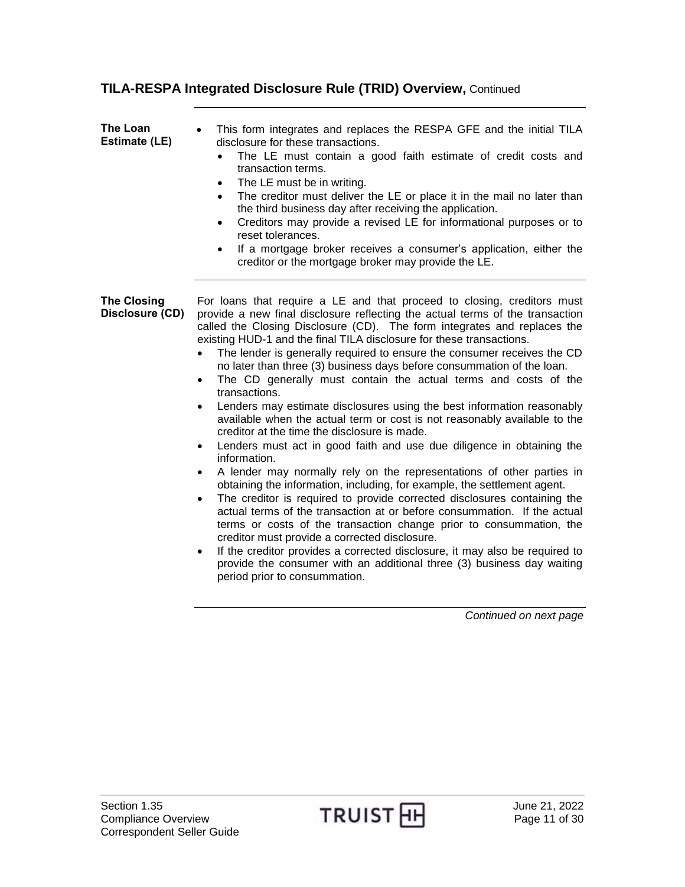## TILA-RESPA Integrated Disclosure Rule (TRID) Overview, Continued

### The Loan Estimate (LE)

- This form integrates and replaces the RESPA GFE and the initial TILA disclosure for these transactions.
  - The LE must contain a good faith estimate of credit costs and transaction terms.
  - The LE must be in writing.
  - The creditor must deliver the LE or place it in the mail no later than the third business day after receiving the application.
  - Creditors may provide a revised LE for informational purposes or to reset tolerances.
  - If a mortgage broker receives a consumer's application, either the creditor or the mortgage broker may provide the LE.

### The Closing Disclosure (CD)

For loans that require a LE and that proceed to closing, creditors must provide a new final disclosure reflecting the actual terms of the transaction called the Closing Disclosure (CD). The form integrates and replaces the existing HUD-1 and the final TILA disclosure for these transactions.

- The lender is generally required to ensure the consumer receives the CD no later than three (3) business days before consummation of the loan.
- The CD generally must contain the actual terms and costs of the transactions.
- Lenders may estimate disclosures using the best information reasonably available when the actual term or cost is not reasonably available to the creditor at the time the disclosure is made.
- Lenders must act in good faith and use due diligence in obtaining the information.
- A lender may normally rely on the representations of other parties in obtaining the information, including, for example, the settlement agent.
- The creditor is required to provide corrected disclosures containing the actual terms of the transaction at or before consummation. If the actual terms or costs of the transaction change prior to consummation, the creditor must provide a corrected disclosure.
- If the creditor provides a corrected disclosure, it may also be required to provide the consumer with an additional three (3) business day waiting period prior to consummation.

*Continued on next page*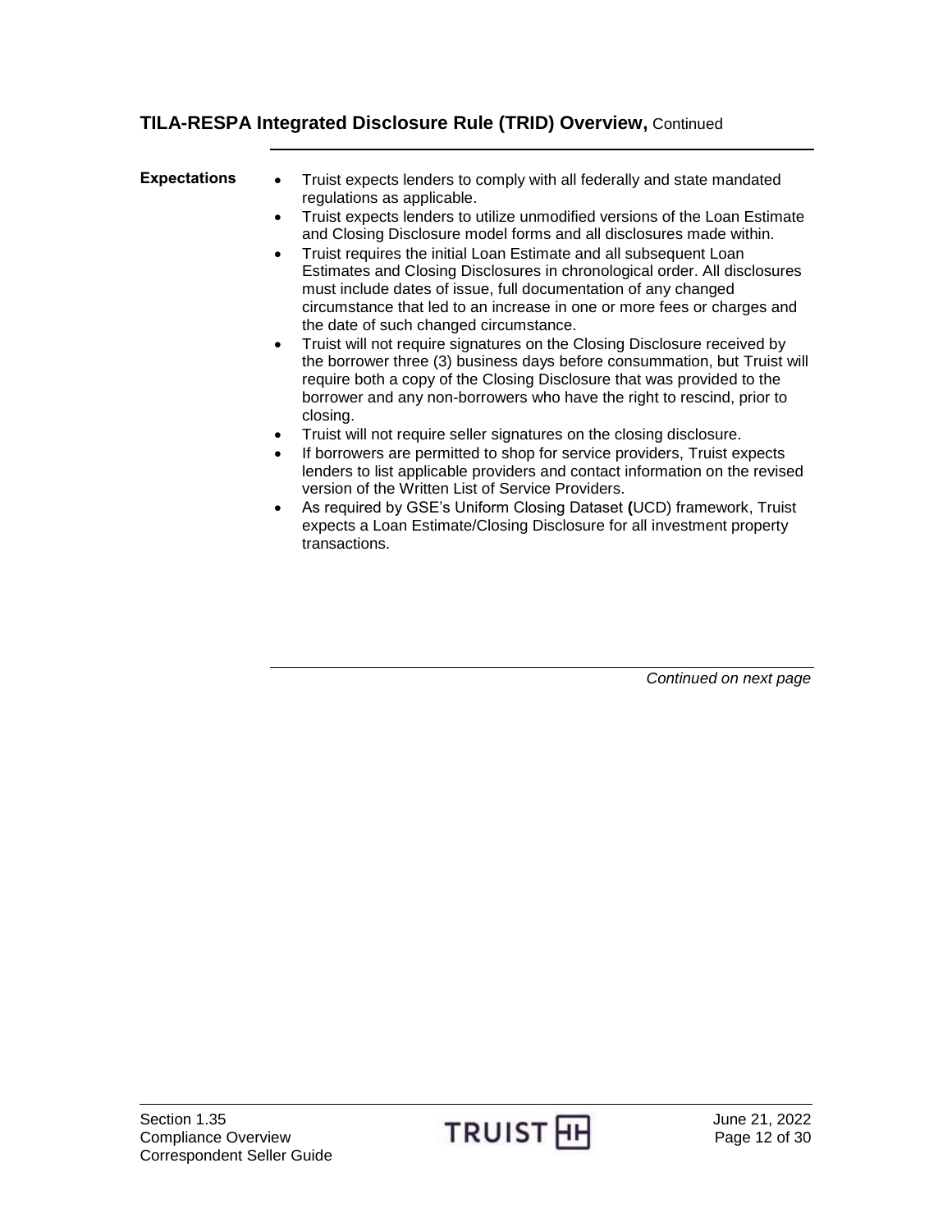## TILA-RESPA Integrated Disclosure Rule (TRID) Overview, Continued

**Expectations**

- Truist expects lenders to comply with all federally and state mandated regulations as applicable.
- Truist expects lenders to utilize unmodified versions of the Loan Estimate and Closing Disclosure model forms and all disclosures made within.
- Truist requires the initial Loan Estimate and all subsequent Loan Estimates and Closing Disclosures in chronological order. All disclosures must include dates of issue, full documentation of any changed circumstance that led to an increase in one or more fees or charges and the date of such changed circumstance.
- Truist will not require signatures on the Closing Disclosure received by the borrower three (3) business days before consummation, but Truist will require both a copy of the Closing Disclosure that was provided to the borrower and any non-borrowers who have the right to rescind, prior to closing.
- Truist will not require seller signatures on the closing disclosure.
- If borrowers are permitted to shop for service providers, Truist expects lenders to list applicable providers and contact information on the revised version of the Written List of Service Providers.
- As required by GSE's Uniform Closing Dataset (UCD) framework, Truist expects a Loan Estimate/Closing Disclosure for all investment property transactions.

*Continued on next page*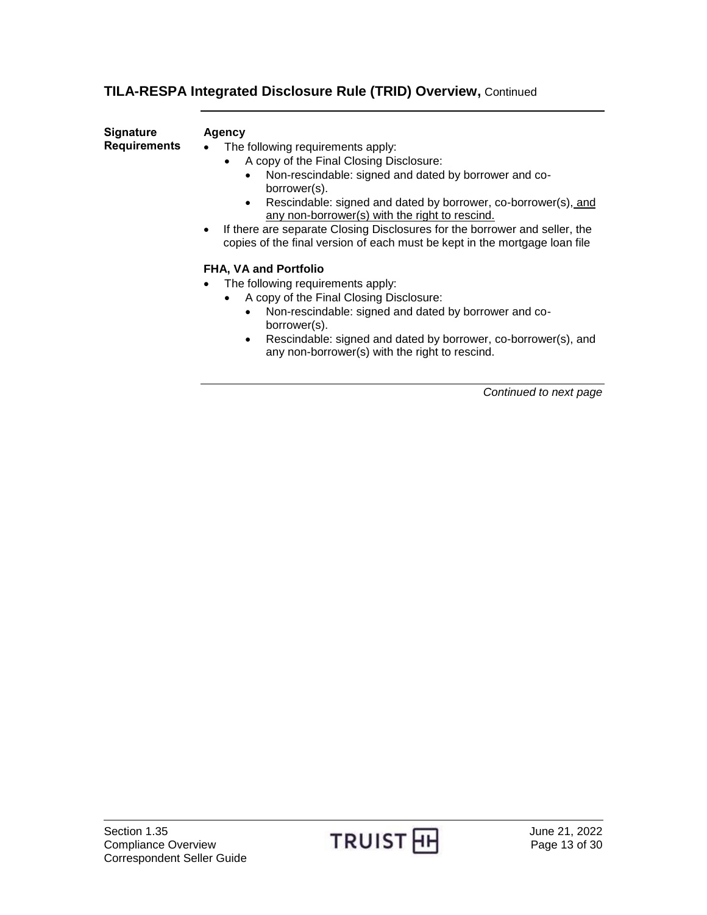## TILA-RESPA Integrated Disclosure Rule (TRID) Overview, Continued

**Signature Requirements**

**Agency**

- The following requirements apply:
  - A copy of the Final Closing Disclosure:
    - Non-rescindable: signed and dated by borrower and co-borrower(s).
    - Rescindable: signed and dated by borrower, co-borrower(s), and any non-borrower(s) with the right to rescind.
- If there are separate Closing Disclosures for the borrower and seller, the copies of the final version of each must be kept in the mortgage loan file

**FHA, VA and Portfolio**

- The following requirements apply:
  - A copy of the Final Closing Disclosure:
    - Non-rescindable: signed and dated by borrower and co-borrower(s).
    - Rescindable: signed and dated by borrower, co-borrower(s), and any non-borrower(s) with the right to rescind.

*Continued to next page*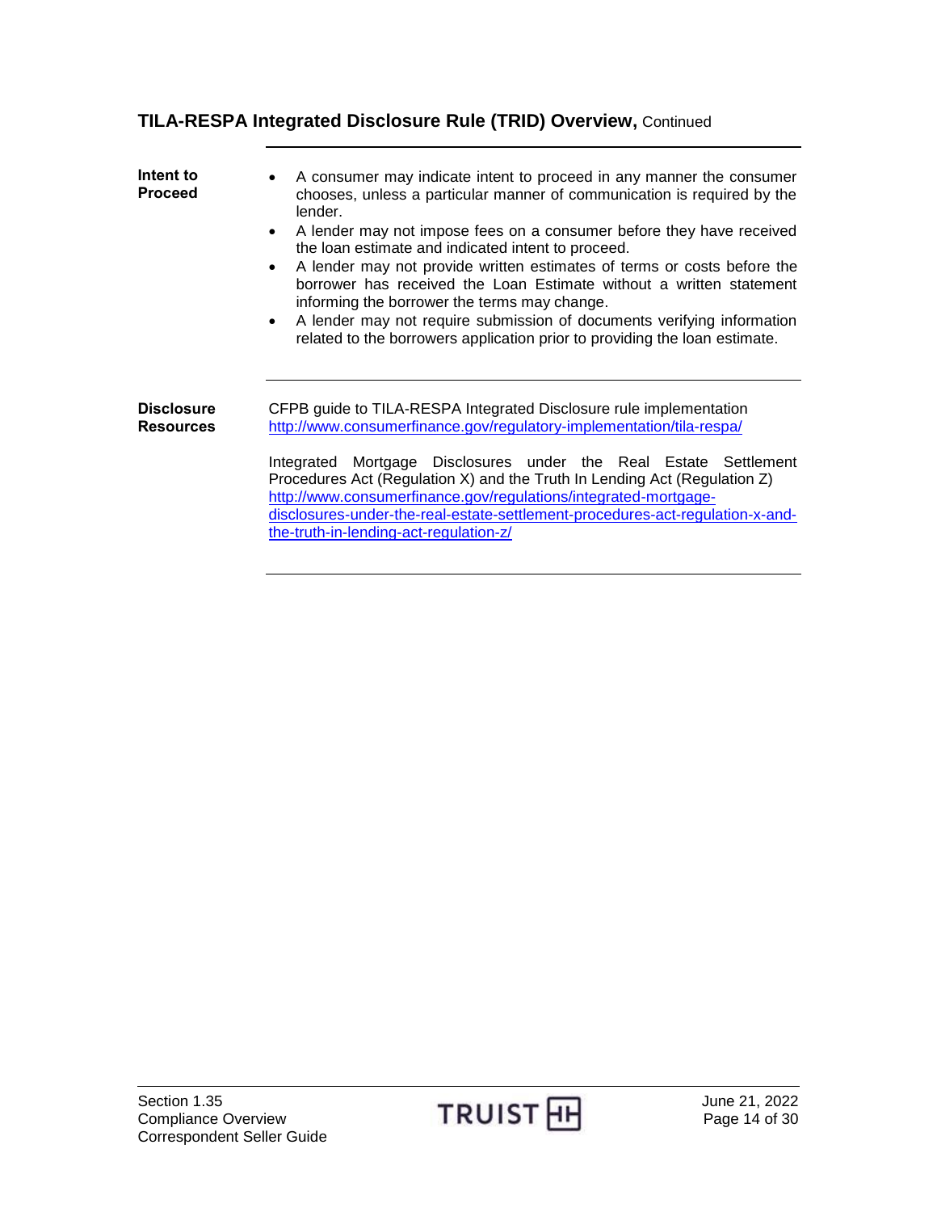## TILA-RESPA Integrated Disclosure Rule (TRID) Overview, Continued

**Intent to Proceed**

- A consumer may indicate intent to proceed in any manner the consumer chooses, unless a particular manner of communication is required by the lender.
- A lender may not impose fees on a consumer before they have received the loan estimate and indicated intent to proceed.
- A lender may not provide written estimates of terms or costs before the borrower has received the Loan Estimate without a written statement informing the borrower the terms may change.
- A lender may not require submission of documents verifying information related to the borrowers application prior to providing the loan estimate.

**Disclosure Resources**

CFPB guide to TILA-RESPA Integrated Disclosure rule implementation
http://www.consumerfinance.gov/regulatory-implementation/tila-respa/

Integrated Mortgage Disclosures under the Real Estate Settlement Procedures Act (Regulation X) and the Truth In Lending Act (Regulation Z)
http://www.consumerfinance.gov/regulations/integrated-mortgage-disclosures-under-the-real-estate-settlement-procedures-act-regulation-x-and-the-truth-in-lending-act-regulation-z/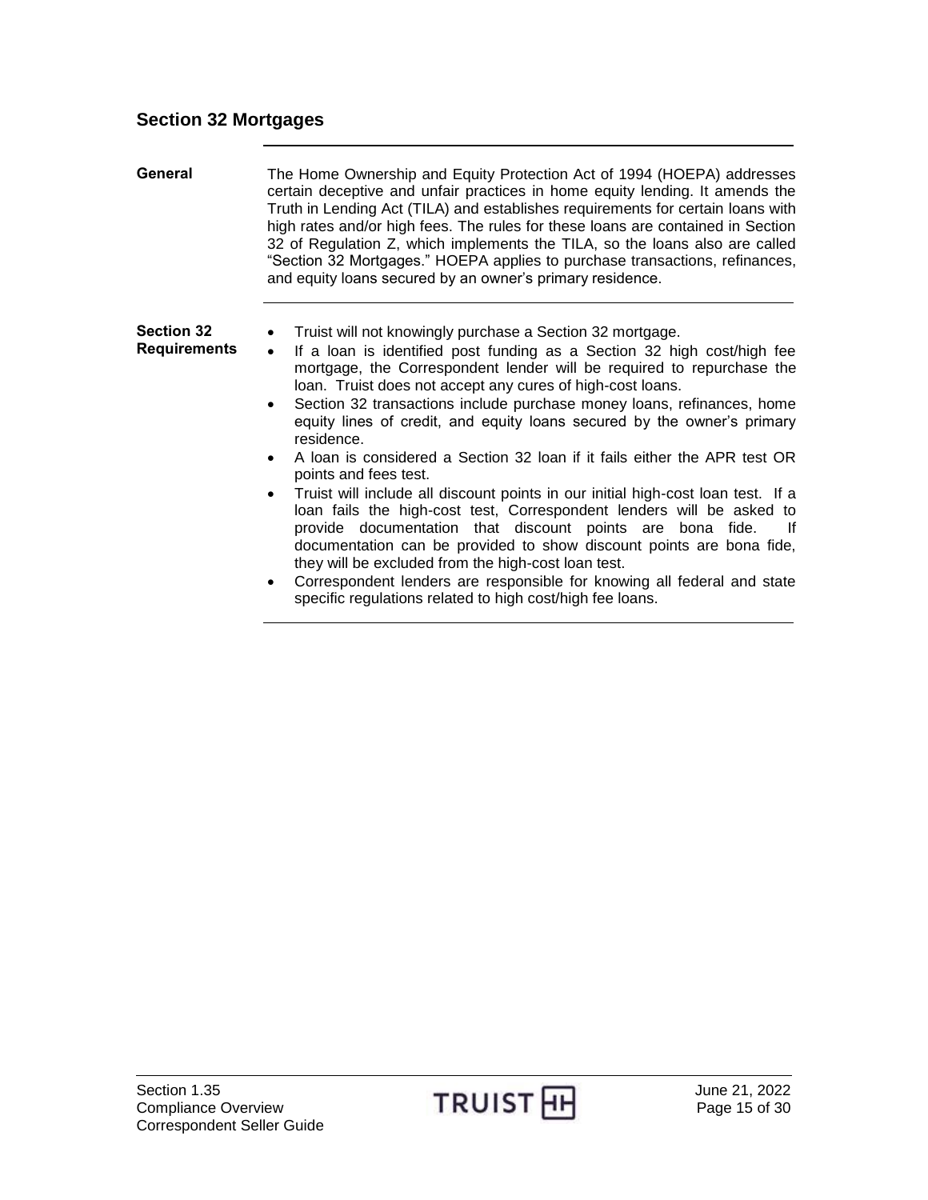## Section 32 Mortgages

**General**

The Home Ownership and Equity Protection Act of 1994 (HOEPA) addresses certain deceptive and unfair practices in home equity lending. It amends the Truth in Lending Act (TILA) and establishes requirements for certain loans with high rates and/or high fees. The rules for these loans are contained in Section 32 of Regulation Z, which implements the TILA, so the loans also are called "Section 32 Mortgages." HOEPA applies to purchase transactions, refinances, and equity loans secured by an owner's primary residence.

**Section 32 Requirements**

- Truist will not knowingly purchase a Section 32 mortgage.
- If a loan is identified post funding as a Section 32 high cost/high fee mortgage, the Correspondent lender will be required to repurchase the loan. Truist does not accept any cures of high-cost loans.
- Section 32 transactions include purchase money loans, refinances, home equity lines of credit, and equity loans secured by the owner's primary residence.
- A loan is considered a Section 32 loan if it fails either the APR test OR points and fees test.
- Truist will include all discount points in our initial high-cost loan test. If a loan fails the high-cost test, Correspondent lenders will be asked to provide documentation that discount points are bona fide. If documentation can be provided to show discount points are bona fide, they will be excluded from the high-cost loan test.
- Correspondent lenders are responsible for knowing all federal and state specific regulations related to high cost/high fee loans.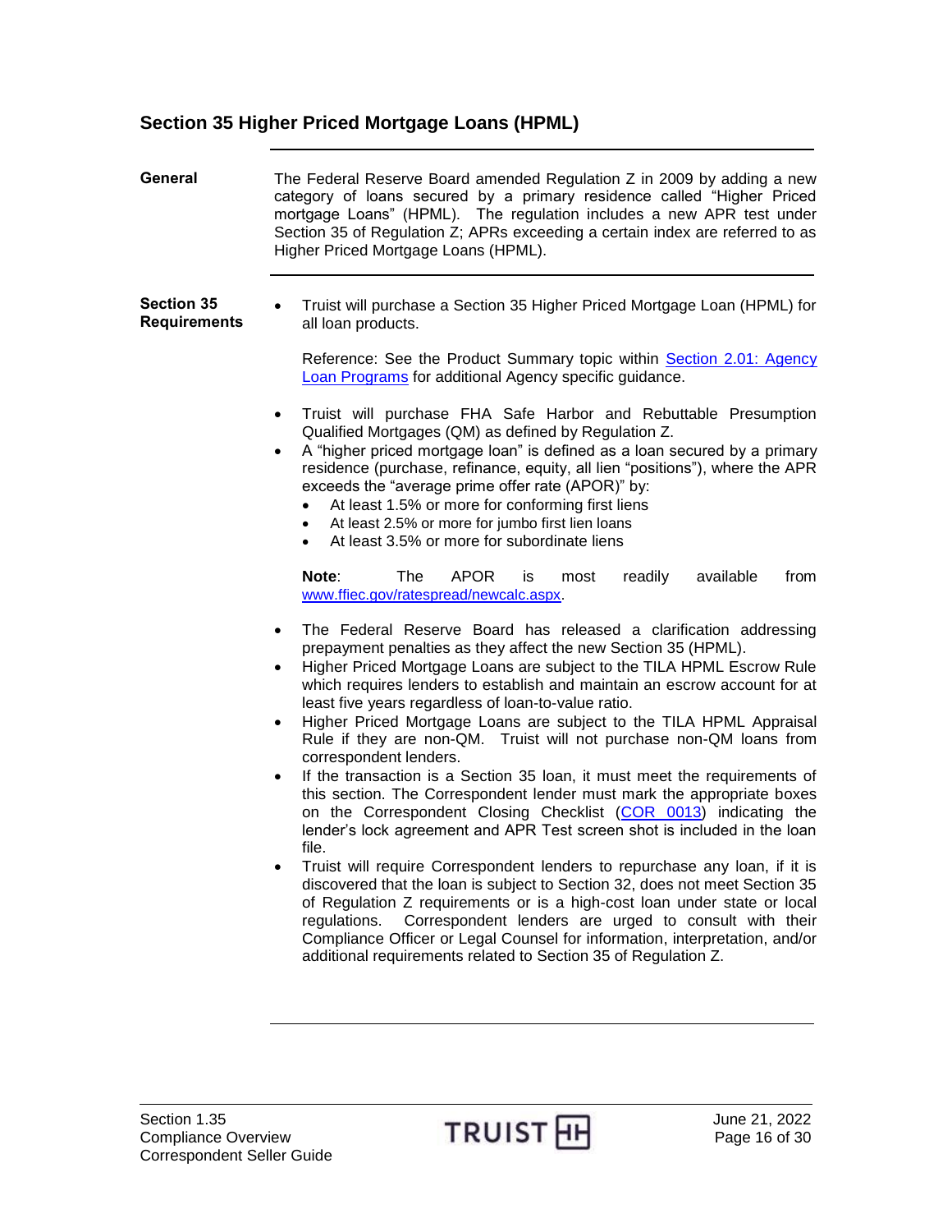## Section 35 Higher Priced Mortgage Loans (HPML)

**General**

The Federal Reserve Board amended Regulation Z in 2009 by adding a new category of loans secured by a primary residence called "Higher Priced mortgage Loans" (HPML). The regulation includes a new APR test under Section 35 of Regulation Z; APRs exceeding a certain index are referred to as Higher Priced Mortgage Loans (HPML).

**Section 35 Requirements**

- Truist will purchase a Section 35 Higher Priced Mortgage Loan (HPML) for all loan products.

  Reference: See the Product Summary topic within [Section 2.01: Agency Loan Programs](#) for additional Agency specific guidance.

- Truist will purchase FHA Safe Harbor and Rebuttable Presumption Qualified Mortgages (QM) as defined by Regulation Z.
- A "higher priced mortgage loan" is defined as a loan secured by a primary residence (purchase, refinance, equity, all lien "positions"), where the APR exceeds the "average prime offer rate (APOR)" by:
  - At least 1.5% or more for conforming first liens
  - At least 2.5% or more for jumbo first lien loans
  - At least 3.5% or more for subordinate liens

  **Note**: The APOR is most readily available from [www.ffiec.gov/ratespread/newcalc.aspx](www.ffiec.gov/ratespread/newcalc.aspx).

- The Federal Reserve Board has released a clarification addressing prepayment penalties as they affect the new Section 35 (HPML).
- Higher Priced Mortgage Loans are subject to the TILA HPML Escrow Rule which requires lenders to establish and maintain an escrow account for at least five years regardless of loan-to-value ratio.
- Higher Priced Mortgage Loans are subject to the TILA HPML Appraisal Rule if they are non-QM. Truist will not purchase non-QM loans from correspondent lenders.
- If the transaction is a Section 35 loan, it must meet the requirements of this section. The Correspondent lender must mark the appropriate boxes on the Correspondent Closing Checklist ([COR 0013](#)) indicating the lender's lock agreement and APR Test screen shot is included in the loan file.
- Truist will require Correspondent lenders to repurchase any loan, if it is discovered that the loan is subject to Section 32, does not meet Section 35 of Regulation Z requirements or is a high-cost loan under state or local regulations. Correspondent lenders are urged to consult with their Compliance Officer or Legal Counsel for information, interpretation, and/or additional requirements related to Section 35 of Regulation Z.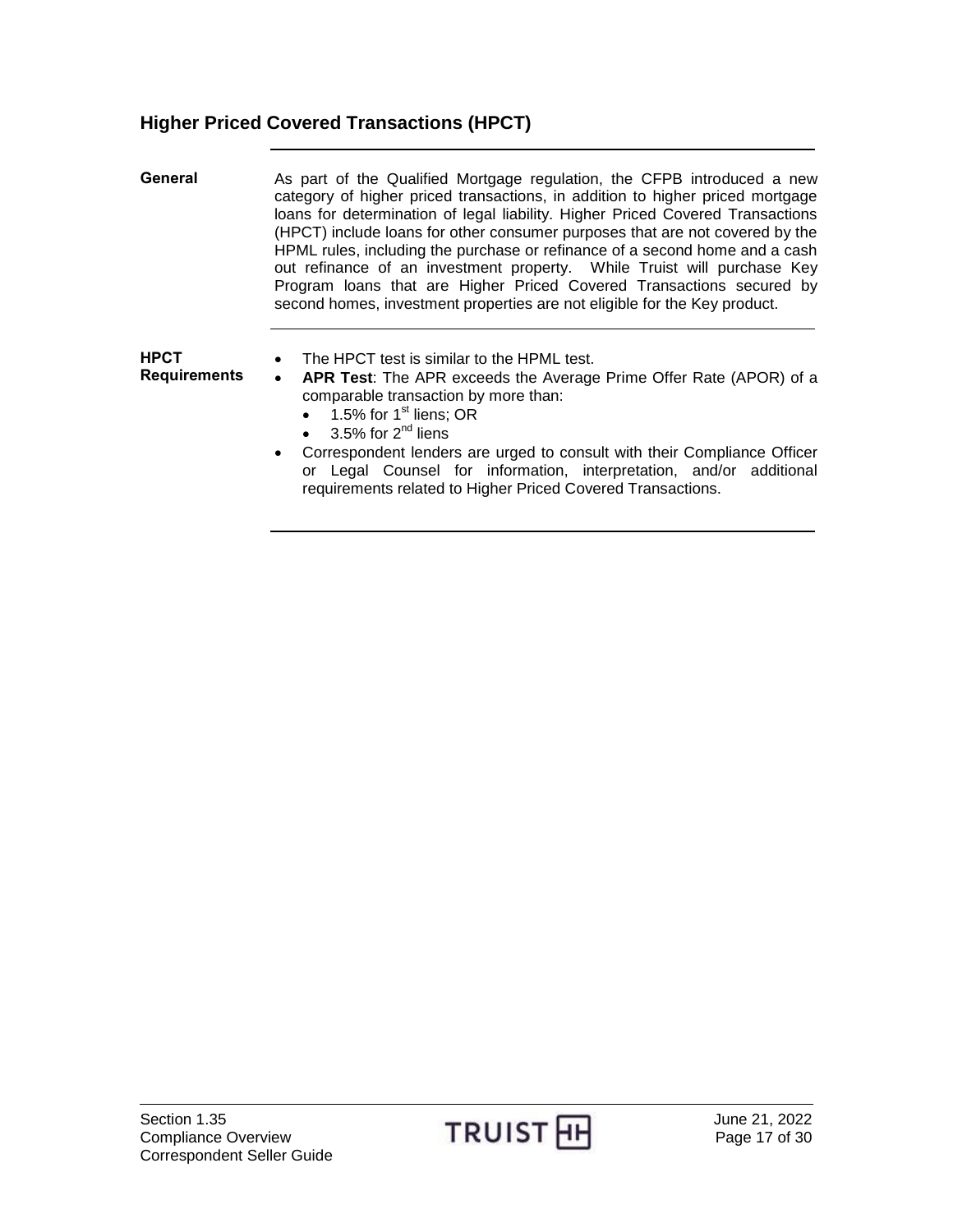## Higher Priced Covered Transactions (HPCT)

**General**

As part of the Qualified Mortgage regulation, the CFPB introduced a new category of higher priced transactions, in addition to higher priced mortgage loans for determination of legal liability. Higher Priced Covered Transactions (HPCT) include loans for other consumer purposes that are not covered by the HPML rules, including the purchase or refinance of a second home and a cash out refinance of an investment property. While Truist will purchase Key Program loans that are Higher Priced Covered Transactions secured by second homes, investment properties are not eligible for the Key product.

**HPCT Requirements**

- The HPCT test is similar to the HPML test.
- **APR Test**: The APR exceeds the Average Prime Offer Rate (APOR) of a comparable transaction by more than:
  - 1.5% for 1st liens; OR
  - 3.5% for 2nd liens
- Correspondent lenders are urged to consult with their Compliance Officer or Legal Counsel for information, interpretation, and/or additional requirements related to Higher Priced Covered Transactions.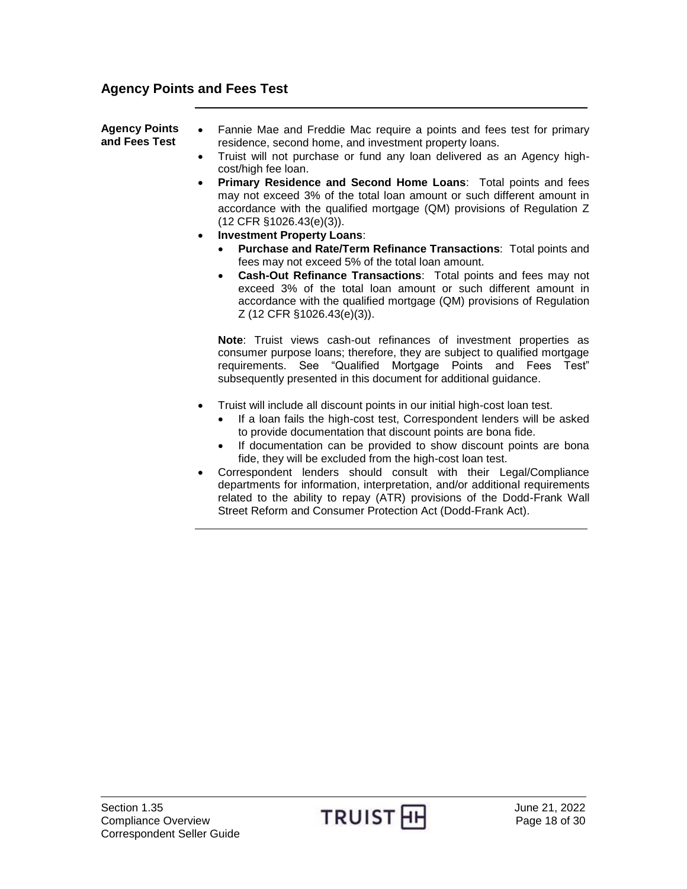## Agency Points and Fees Test

**Agency Points and Fees Test**

- Fannie Mae and Freddie Mac require a points and fees test for primary residence, second home, and investment property loans.
- Truist will not purchase or fund any loan delivered as an Agency high-cost/high fee loan.
- **Primary Residence and Second Home Loans**: Total points and fees may not exceed 3% of the total loan amount or such different amount in accordance with the qualified mortgage (QM) provisions of Regulation Z (12 CFR §1026.43(e)(3)).
- **Investment Property Loans**:
  - **Purchase and Rate/Term Refinance Transactions**: Total points and fees may not exceed 5% of the total loan amount.
  - **Cash-Out Refinance Transactions**: Total points and fees may not exceed 3% of the total loan amount or such different amount in accordance with the qualified mortgage (QM) provisions of Regulation Z (12 CFR §1026.43(e)(3)).

  **Note**: Truist views cash-out refinances of investment properties as consumer purpose loans; therefore, they are subject to qualified mortgage requirements. See "Qualified Mortgage Points and Fees Test" subsequently presented in this document for additional guidance.

- Truist will include all discount points in our initial high-cost loan test.
  - If a loan fails the high-cost test, Correspondent lenders will be asked to provide documentation that discount points are bona fide.
  - If documentation can be provided to show discount points are bona fide, they will be excluded from the high-cost loan test.
- Correspondent lenders should consult with their Legal/Compliance departments for information, interpretation, and/or additional requirements related to the ability to repay (ATR) provisions of the Dodd-Frank Wall Street Reform and Consumer Protection Act (Dodd-Frank Act).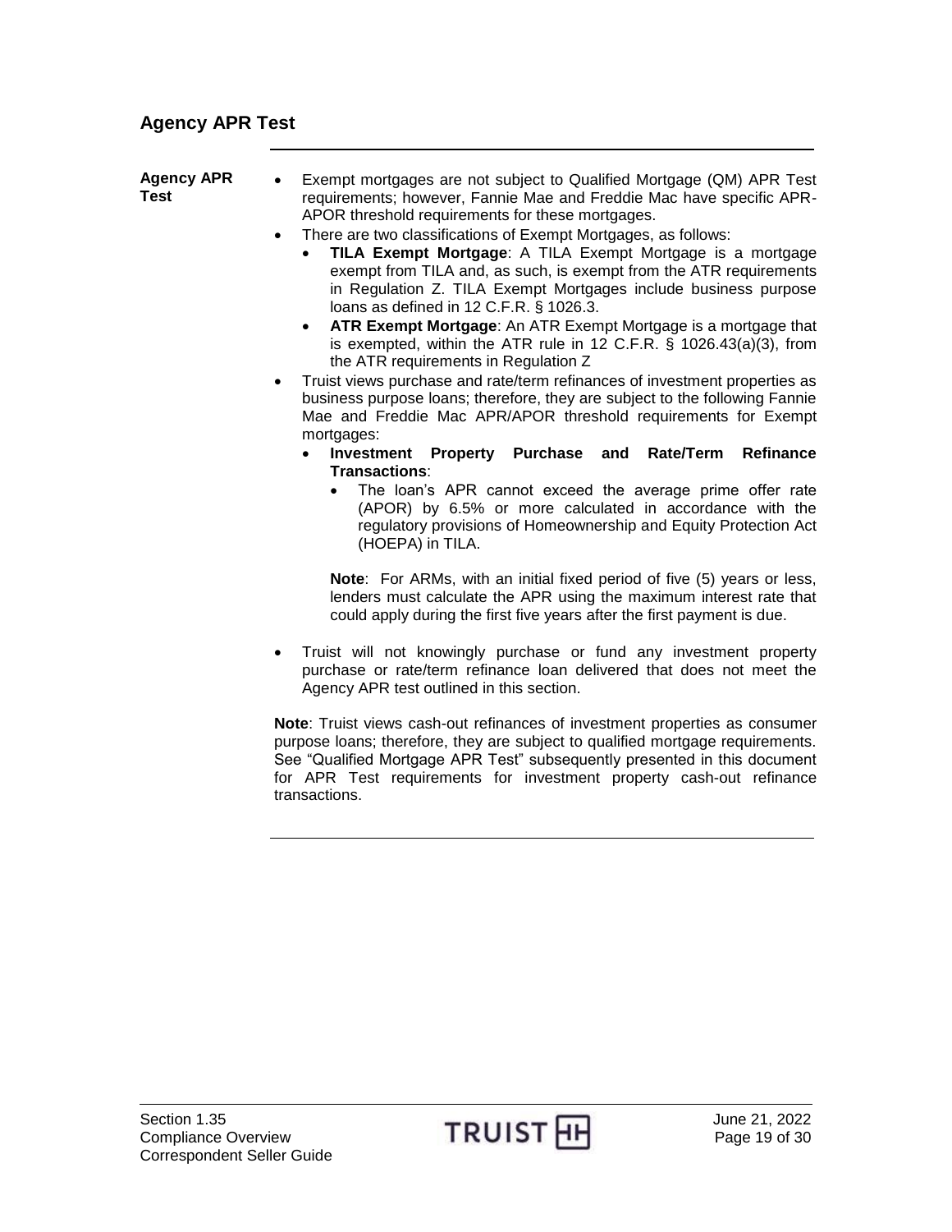## Agency APR Test

**Agency APR Test**

- Exempt mortgages are not subject to Qualified Mortgage (QM) APR Test requirements; however, Fannie Mae and Freddie Mac have specific APR-APOR threshold requirements for these mortgages.
- There are two classifications of Exempt Mortgages, as follows:
  - **TILA Exempt Mortgage**: A TILA Exempt Mortgage is a mortgage exempt from TILA and, as such, is exempt from the ATR requirements in Regulation Z. TILA Exempt Mortgages include business purpose loans as defined in 12 C.F.R. § 1026.3.
  - **ATR Exempt Mortgage**: An ATR Exempt Mortgage is a mortgage that is exempted, within the ATR rule in 12 C.F.R. § 1026.43(a)(3), from the ATR requirements in Regulation Z
- Truist views purchase and rate/term refinances of investment properties as business purpose loans; therefore, they are subject to the following Fannie Mae and Freddie Mac APR/APOR threshold requirements for Exempt mortgages:
  - **Investment Property Purchase and Rate/Term Refinance Transactions**:
    - The loan's APR cannot exceed the average prime offer rate (APOR) by 6.5% or more calculated in accordance with the regulatory provisions of Homeownership and Equity Protection Act (HOEPA) in TILA.

    **Note**: For ARMs, with an initial fixed period of five (5) years or less, lenders must calculate the APR using the maximum interest rate that could apply during the first five years after the first payment is due.

- Truist will not knowingly purchase or fund any investment property purchase or rate/term refinance loan delivered that does not meet the Agency APR test outlined in this section.

**Note**: Truist views cash-out refinances of investment properties as consumer purpose loans; therefore, they are subject to qualified mortgage requirements. See "Qualified Mortgage APR Test" subsequently presented in this document for APR Test requirements for investment property cash-out refinance transactions.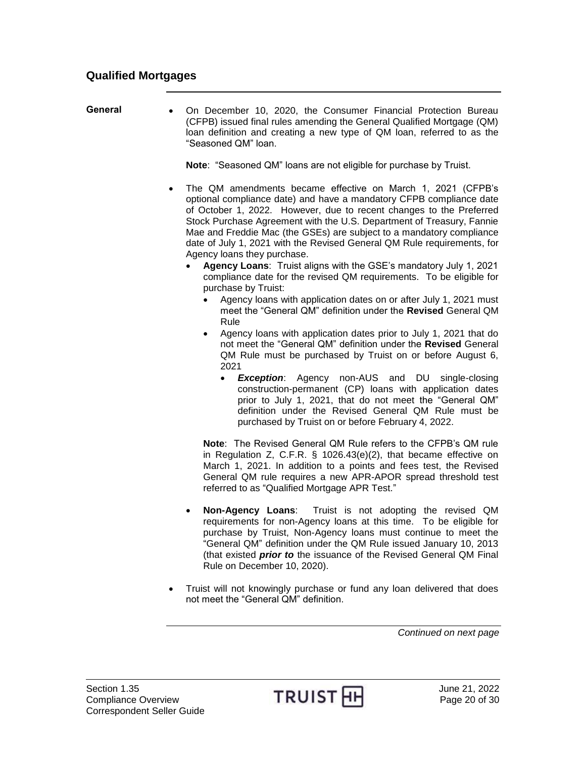## Qualified Mortgages

**General**

- On December 10, 2020, the Consumer Financial Protection Bureau (CFPB) issued final rules amending the General Qualified Mortgage (QM) loan definition and creating a new type of QM loan, referred to as the "Seasoned QM" loan.

  **Note**: "Seasoned QM" loans are not eligible for purchase by Truist.

- The QM amendments became effective on March 1, 2021 (CFPB's optional compliance date) and have a mandatory CFPB compliance date of October 1, 2022. However, due to recent changes to the Preferred Stock Purchase Agreement with the U.S. Department of Treasury, Fannie Mae and Freddie Mac (the GSEs) are subject to a mandatory compliance date of July 1, 2021 with the Revised General QM Rule requirements, for Agency loans they purchase.
  - **Agency Loans**: Truist aligns with the GSE's mandatory July 1, 2021 compliance date for the revised QM requirements. To be eligible for purchase by Truist:
    - Agency loans with application dates on or after July 1, 2021 must meet the "General QM" definition under the **Revised** General QM Rule
    - Agency loans with application dates prior to July 1, 2021 that do not meet the "General QM" definition under the **Revised** General QM Rule must be purchased by Truist on or before August 6, 2021
      - ***Exception***: Agency non-AUS and DU single-closing construction-permanent (CP) loans with application dates prior to July 1, 2021, that do not meet the "General QM" definition under the Revised General QM Rule must be purchased by Truist on or before February 4, 2022.

    **Note**: The Revised General QM Rule refers to the CFPB's QM rule in Regulation Z, C.F.R. § 1026.43(e)(2), that became effective on March 1, 2021. In addition to a points and fees test, the Revised General QM rule requires a new APR-APOR spread threshold test referred to as "Qualified Mortgage APR Test."

  - **Non-Agency Loans**: Truist is not adopting the revised QM requirements for non-Agency loans at this time. To be eligible for purchase by Truist, Non-Agency loans must continue to meet the "General QM" definition under the QM Rule issued January 10, 2013 (that existed ***prior to*** the issuance of the Revised General QM Final Rule on December 10, 2020).

- Truist will not knowingly purchase or fund any loan delivered that does not meet the "General QM" definition.

*Continued on next page*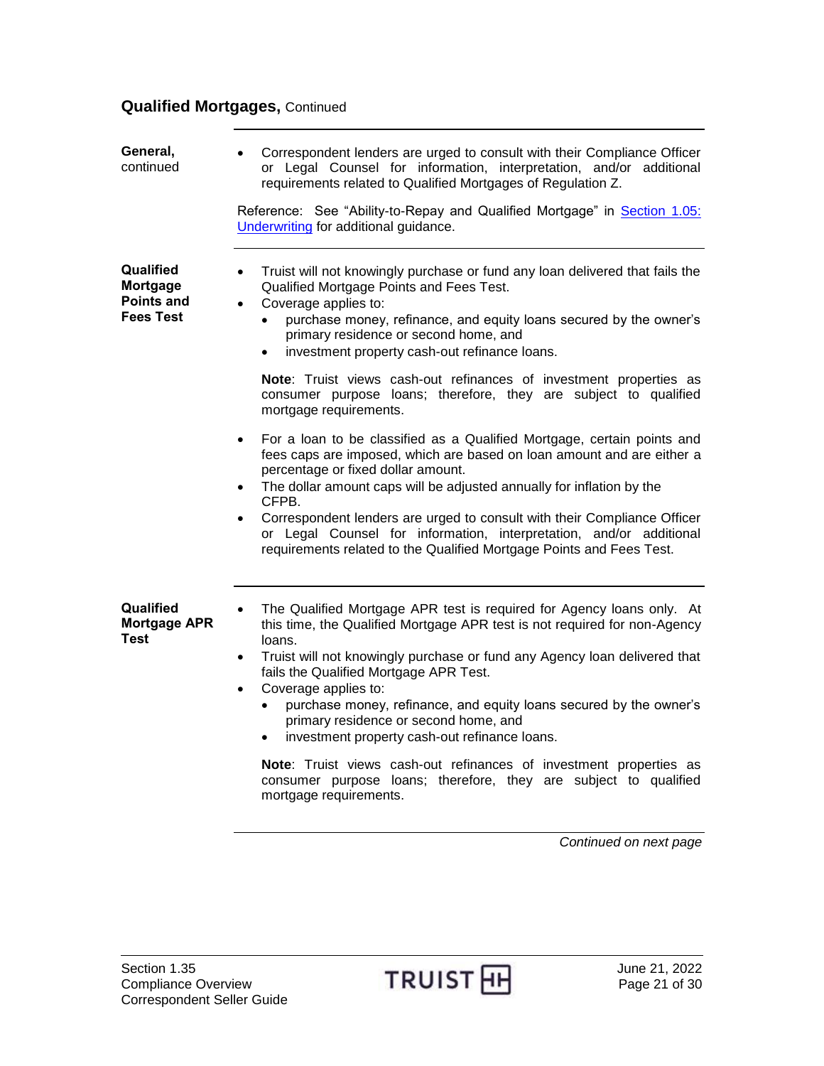## Qualified Mortgages, Continued

**General,** continued

- Correspondent lenders are urged to consult with their Compliance Officer or Legal Counsel for information, interpretation, and/or additional requirements related to Qualified Mortgages of Regulation Z.

Reference: See "Ability-to-Repay and Qualified Mortgage" in Section 1.05: Underwriting for additional guidance.

**Qualified Mortgage Points and Fees Test**

- Truist will not knowingly purchase or fund any loan delivered that fails the Qualified Mortgage Points and Fees Test.
- Coverage applies to:
  - purchase money, refinance, and equity loans secured by the owner's primary residence or second home, and
  - investment property cash-out refinance loans.

  **Note**: Truist views cash-out refinances of investment properties as consumer purpose loans; therefore, they are subject to qualified mortgage requirements.

- For a loan to be classified as a Qualified Mortgage, certain points and fees caps are imposed, which are based on loan amount and are either a percentage or fixed dollar amount.
- The dollar amount caps will be adjusted annually for inflation by the CFPB.
- Correspondent lenders are urged to consult with their Compliance Officer or Legal Counsel for information, interpretation, and/or additional requirements related to the Qualified Mortgage Points and Fees Test.

**Qualified Mortgage APR Test**

- The Qualified Mortgage APR test is required for Agency loans only. At this time, the Qualified Mortgage APR test is not required for non-Agency loans.
- Truist will not knowingly purchase or fund any Agency loan delivered that fails the Qualified Mortgage APR Test.
- Coverage applies to:
  - purchase money, refinance, and equity loans secured by the owner's primary residence or second home, and
  - investment property cash-out refinance loans.

  **Note**: Truist views cash-out refinances of investment properties as consumer purpose loans; therefore, they are subject to qualified mortgage requirements.

*Continued on next page*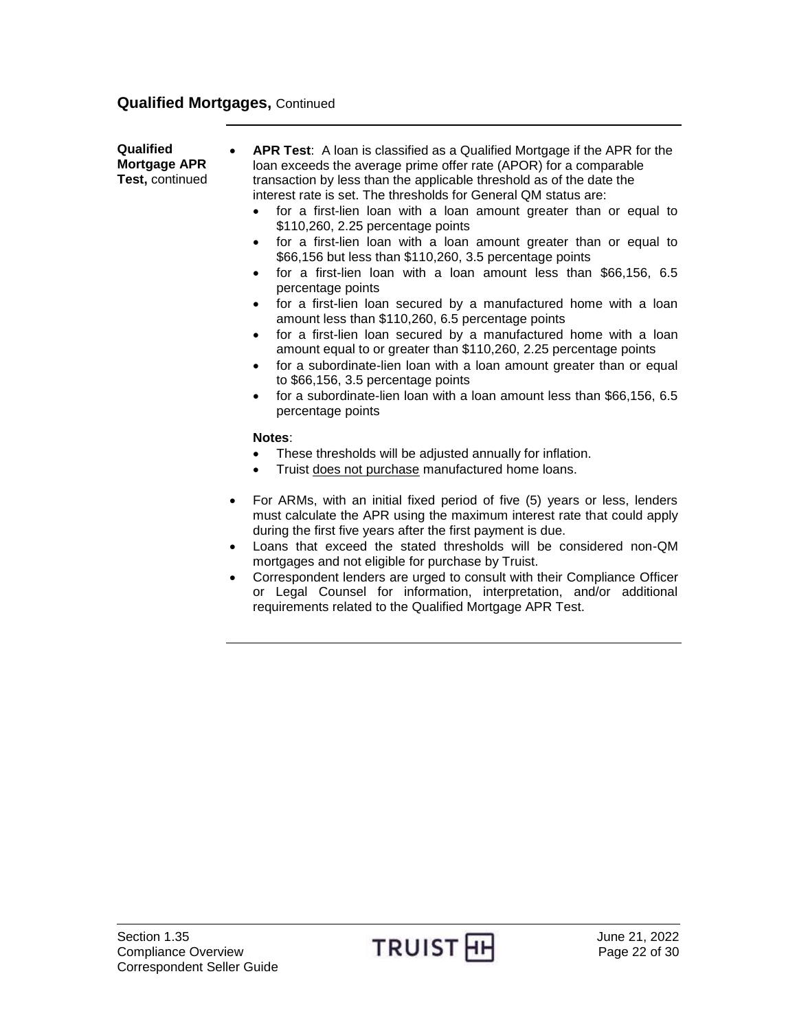## Qualified Mortgages, Continued

**Qualified Mortgage APR Test,** continued

- **APR Test**: A loan is classified as a Qualified Mortgage if the APR for the loan exceeds the average prime offer rate (APOR) for a comparable transaction by less than the applicable threshold as of the date the interest rate is set. The thresholds for General QM status are:
  - for a first-lien loan with a loan amount greater than or equal to $110,260, 2.25 percentage points
  - for a first-lien loan with a loan amount greater than or equal to $66,156 but less than $110,260, 3.5 percentage points
  - for a first-lien loan with a loan amount less than $66,156, 6.5 percentage points
  - for a first-lien loan secured by a manufactured home with a loan amount less than $110,260, 6.5 percentage points
  - for a first-lien loan secured by a manufactured home with a loan amount equal to or greater than $110,260, 2.25 percentage points
  - for a subordinate-lien loan with a loan amount greater than or equal to $66,156, 3.5 percentage points
  - for a subordinate-lien loan with a loan amount less than $66,156, 6.5 percentage points

  **Notes**:
  - These thresholds will be adjusted annually for inflation.
  - Truist does not purchase manufactured home loans.

- For ARMs, with an initial fixed period of five (5) years or less, lenders must calculate the APR using the maximum interest rate that could apply during the first five years after the first payment is due.
- Loans that exceed the stated thresholds will be considered non-QM mortgages and not eligible for purchase by Truist.
- Correspondent lenders are urged to consult with their Compliance Officer or Legal Counsel for information, interpretation, and/or additional requirements related to the Qualified Mortgage APR Test.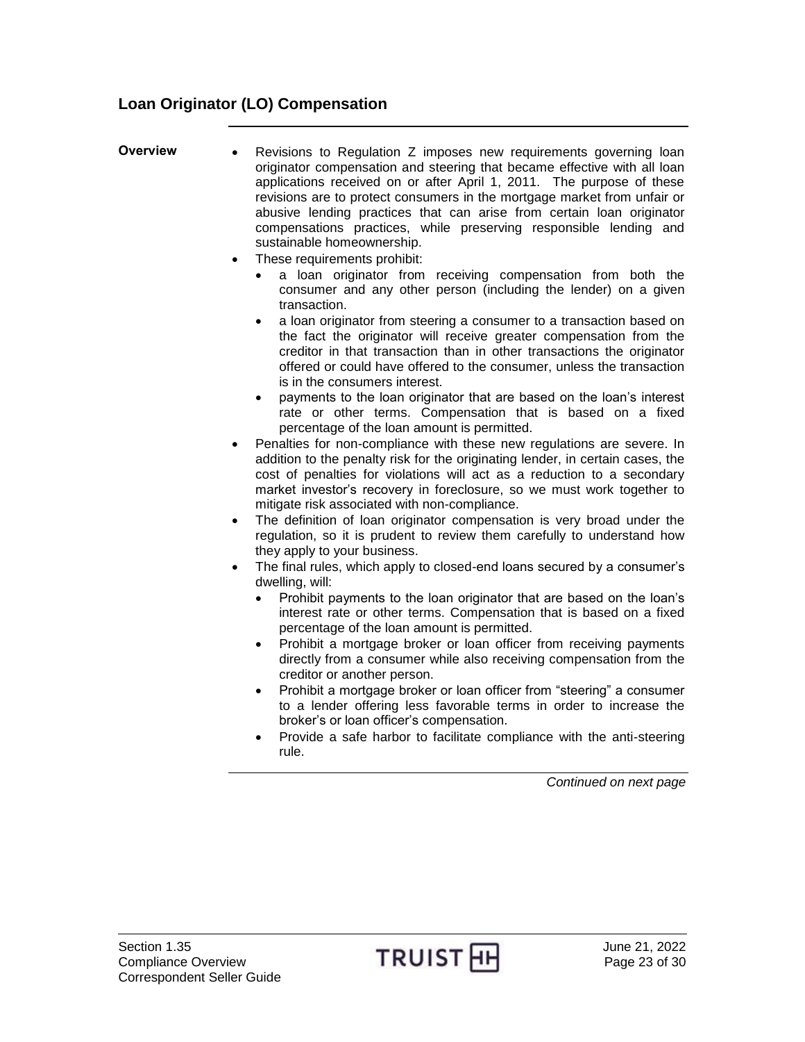## Loan Originator (LO) Compensation

**Overview**

- Revisions to Regulation Z imposes new requirements governing loan originator compensation and steering that became effective with all loan applications received on or after April 1, 2011. The purpose of these revisions are to protect consumers in the mortgage market from unfair or abusive lending practices that can arise from certain loan originator compensations practices, while preserving responsible lending and sustainable homeownership.
- These requirements prohibit:
  - a loan originator from receiving compensation from both the consumer and any other person (including the lender) on a given transaction.
  - a loan originator from steering a consumer to a transaction based on the fact the originator will receive greater compensation from the creditor in that transaction than in other transactions the originator offered or could have offered to the consumer, unless the transaction is in the consumers interest.
  - payments to the loan originator that are based on the loan's interest rate or other terms. Compensation that is based on a fixed percentage of the loan amount is permitted.
- Penalties for non-compliance with these new regulations are severe. In addition to the penalty risk for the originating lender, in certain cases, the cost of penalties for violations will act as a reduction to a secondary market investor's recovery in foreclosure, so we must work together to mitigate risk associated with non-compliance.
- The definition of loan originator compensation is very broad under the regulation, so it is prudent to review them carefully to understand how they apply to your business.
- The final rules, which apply to closed-end loans secured by a consumer's dwelling, will:
  - Prohibit payments to the loan originator that are based on the loan's interest rate or other terms. Compensation that is based on a fixed percentage of the loan amount is permitted.
  - Prohibit a mortgage broker or loan officer from receiving payments directly from a consumer while also receiving compensation from the creditor or another person.
  - Prohibit a mortgage broker or loan officer from "steering" a consumer to a lender offering less favorable terms in order to increase the broker's or loan officer's compensation.
  - Provide a safe harbor to facilitate compliance with the anti-steering rule.

*Continued on next page*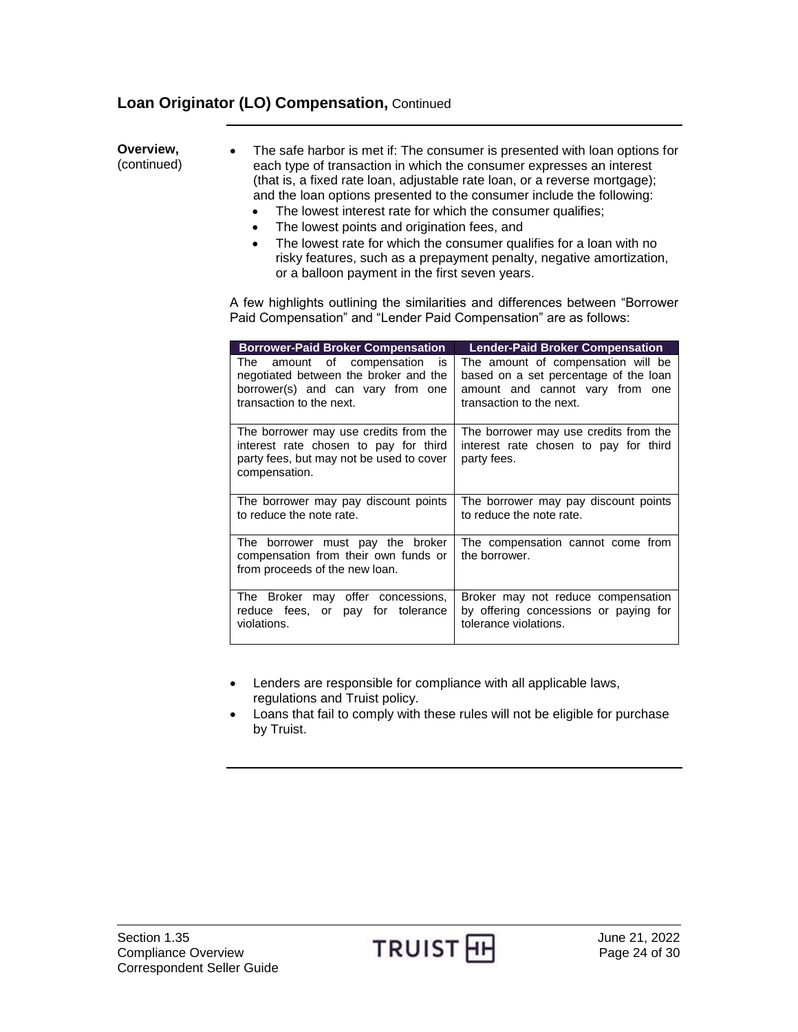## Loan Originator (LO) Compensation, Continued

**Overview,** (continued)

- The safe harbor is met if: The consumer is presented with loan options for each type of transaction in which the consumer expresses an interest (that is, a fixed rate loan, adjustable rate loan, or a reverse mortgage); and the loan options presented to the consumer include the following:
  - The lowest interest rate for which the consumer qualifies;
  - The lowest points and origination fees, and
  - The lowest rate for which the consumer qualifies for a loan with no risky features, such as a prepayment penalty, negative amortization, or a balloon payment in the first seven years.

A few highlights outlining the similarities and differences between "Borrower Paid Compensation" and "Lender Paid Compensation" are as follows:

| Borrower-Paid Broker Compensation | Lender-Paid Broker Compensation |
|---|---|
| The amount of compensation is negotiated between the broker and the borrower(s) and can vary from one transaction to the next. | The amount of compensation will be based on a set percentage of the loan amount and cannot vary from one transaction to the next. |
| The borrower may use credits from the interest rate chosen to pay for third party fees, but may not be used to cover compensation. | The borrower may use credits from the interest rate chosen to pay for third party fees. |
| The borrower may pay discount points to reduce the note rate. | The borrower may pay discount points to reduce the note rate. |
| The borrower must pay the broker compensation from their own funds or from proceeds of the new loan. | The compensation cannot come from the borrower. |
| The Broker may offer concessions, reduce fees, or pay for tolerance violations. | Broker may not reduce compensation by offering concessions or paying for tolerance violations. |

- Lenders are responsible for compliance with all applicable laws, regulations and Truist policy.
- Loans that fail to comply with these rules will not be eligible for purchase by Truist.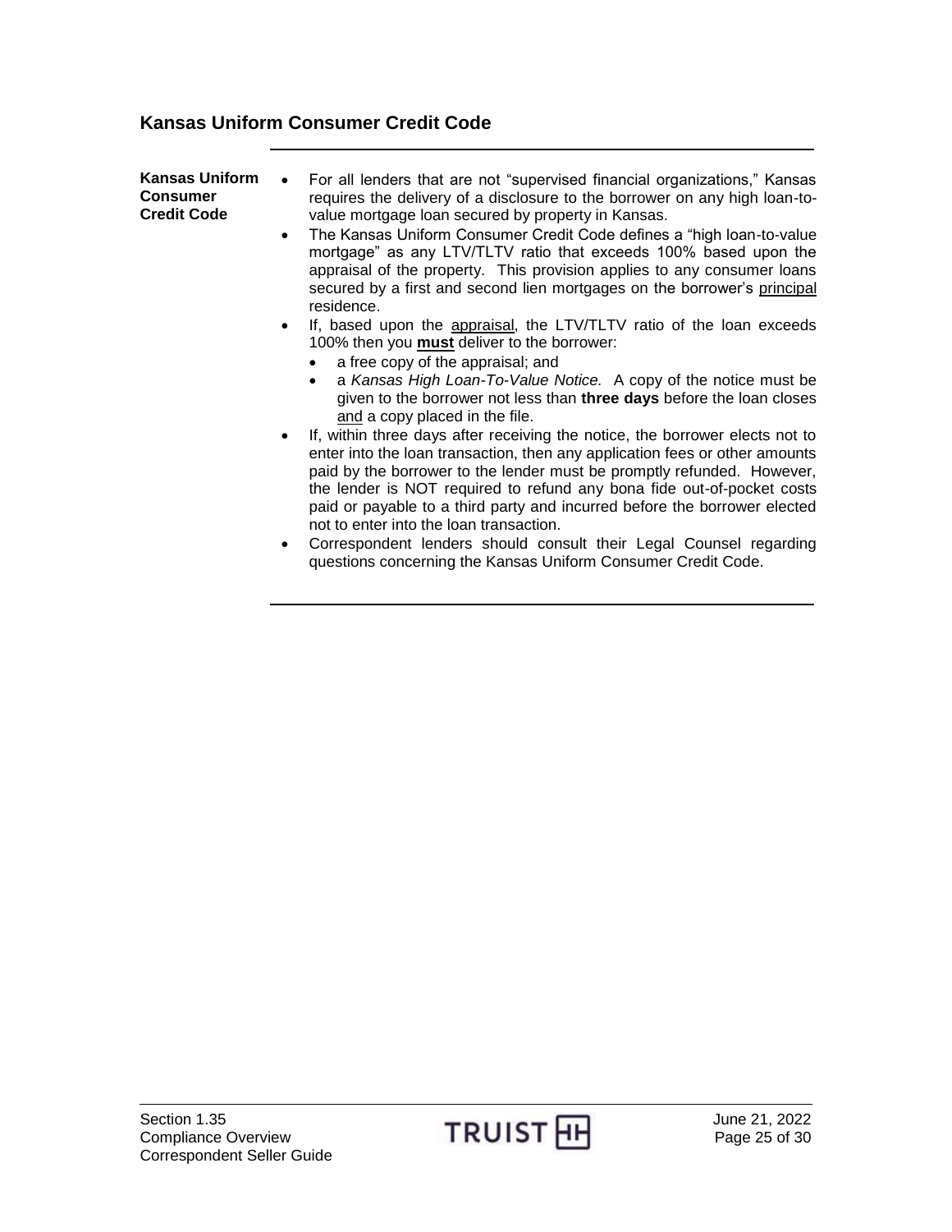## Kansas Uniform Consumer Credit Code

**Kansas Uniform Consumer Credit Code**

- For all lenders that are not "supervised financial organizations," Kansas requires the delivery of a disclosure to the borrower on any high loan-to-value mortgage loan secured by property in Kansas.
- The Kansas Uniform Consumer Credit Code defines a "high loan-to-value mortgage" as any LTV/TLTV ratio that exceeds 100% based upon the appraisal of the property. This provision applies to any consumer loans secured by a first and second lien mortgages on the borrower's principal residence.
- If, based upon the appraisal, the LTV/TLTV ratio of the loan exceeds 100% then you **must** deliver to the borrower:
  - a free copy of the appraisal; and
  - a *Kansas High Loan-To-Value Notice.* A copy of the notice must be given to the borrower not less than **three days** before the loan closes and a copy placed in the file.
- If, within three days after receiving the notice, the borrower elects not to enter into the loan transaction, then any application fees or other amounts paid by the borrower to the lender must be promptly refunded. However, the lender is NOT required to refund any bona fide out-of-pocket costs paid or payable to a third party and incurred before the borrower elected not to enter into the loan transaction.
- Correspondent lenders should consult their Legal Counsel regarding questions concerning the Kansas Uniform Consumer Credit Code.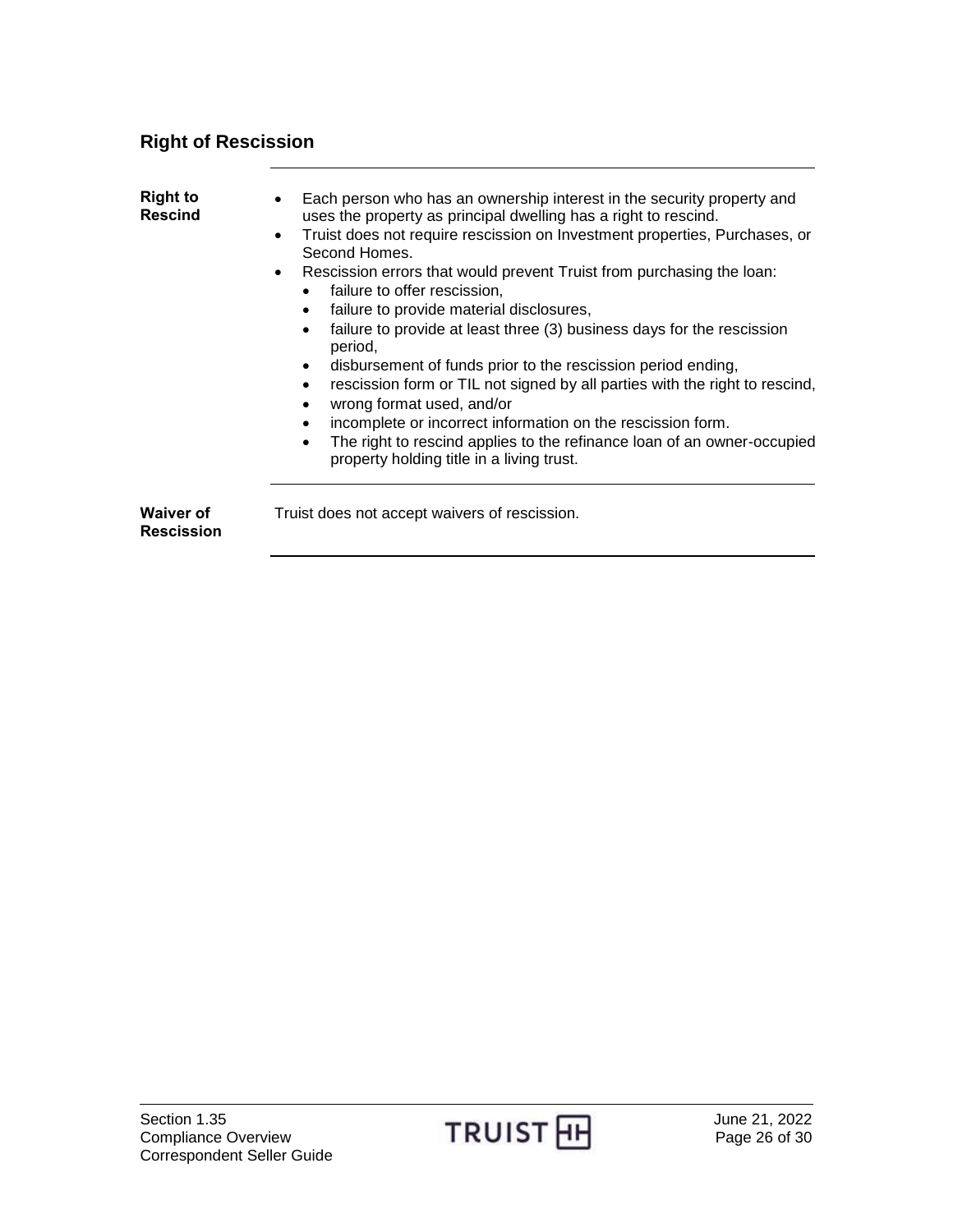## Right of Rescission

**Right to Rescind**

- Each person who has an ownership interest in the security property and uses the property as principal dwelling has a right to rescind.
- Truist does not require rescission on Investment properties, Purchases, or Second Homes.
- Rescission errors that would prevent Truist from purchasing the loan:
  - failure to offer rescission,
  - failure to provide material disclosures,
  - failure to provide at least three (3) business days for the rescission period,
  - disbursement of funds prior to the rescission period ending,
  - rescission form or TIL not signed by all parties with the right to rescind,
  - wrong format used, and/or
  - incomplete or incorrect information on the rescission form.
  - The right to rescind applies to the refinance loan of an owner-occupied property holding title in a living trust.

**Waiver of Rescission**

Truist does not accept waivers of rescission.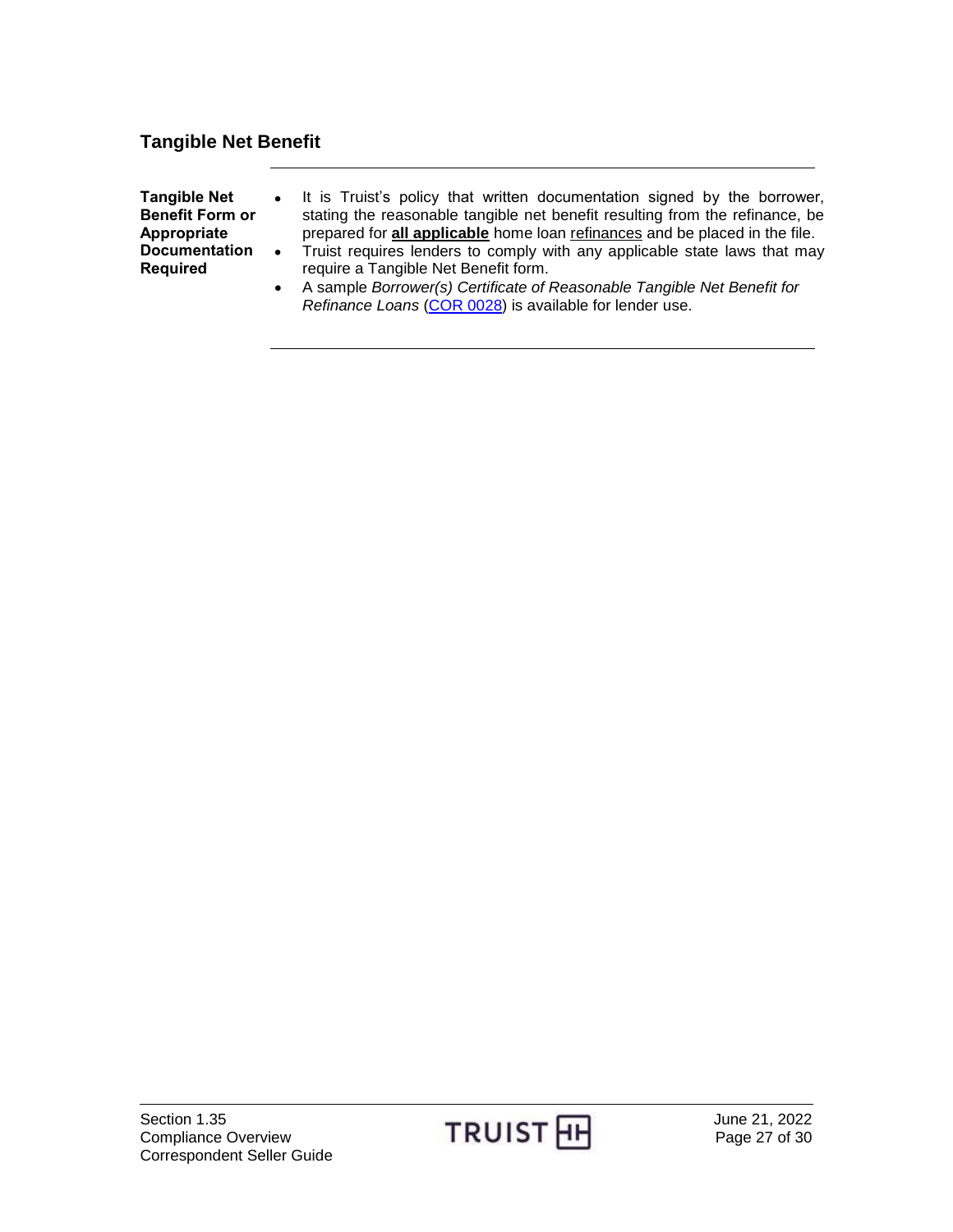## Tangible Net Benefit

**Tangible Net Benefit Form or Appropriate Documentation Required**

- It is Truist's policy that written documentation signed by the borrower, stating the reasonable tangible net benefit resulting from the refinance, be prepared for **all applicable** home loan refinances and be placed in the file.
- Truist requires lenders to comply with any applicable state laws that may require a Tangible Net Benefit form.
- A sample *Borrower(s) Certificate of Reasonable Tangible Net Benefit for Refinance Loans* (COR 0028) is available for lender use.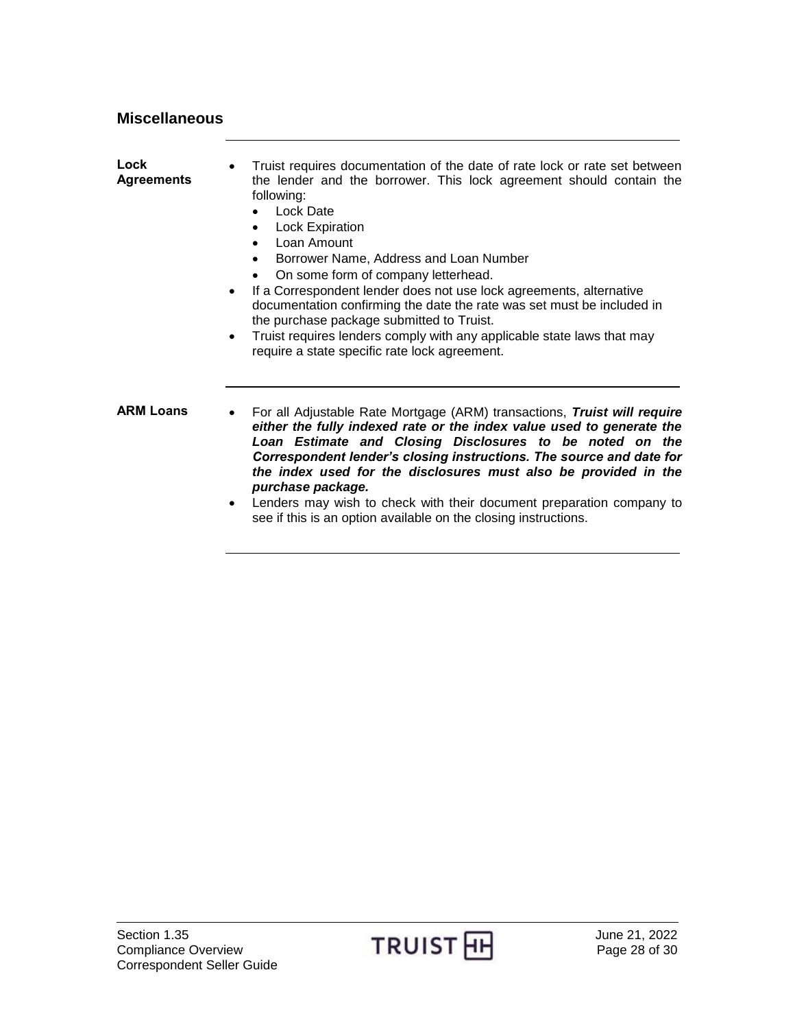## Miscellaneous

**Lock Agreements**

- Truist requires documentation of the date of rate lock or rate set between the lender and the borrower. This lock agreement should contain the following:
  - Lock Date
  - Lock Expiration
  - Loan Amount
  - Borrower Name, Address and Loan Number
  - On some form of company letterhead.
- If a Correspondent lender does not use lock agreements, alternative documentation confirming the date the rate was set must be included in the purchase package submitted to Truist.
- Truist requires lenders comply with any applicable state laws that may require a state specific rate lock agreement.

**ARM Loans**

- For all Adjustable Rate Mortgage (ARM) transactions, ***Truist will require either the fully indexed rate or the index value used to generate the Loan Estimate and Closing Disclosures to be noted on the Correspondent lender's closing instructions. The source and date for the index used for the disclosures must also be provided in the purchase package.***
- Lenders may wish to check with their document preparation company to see if this is an option available on the closing instructions.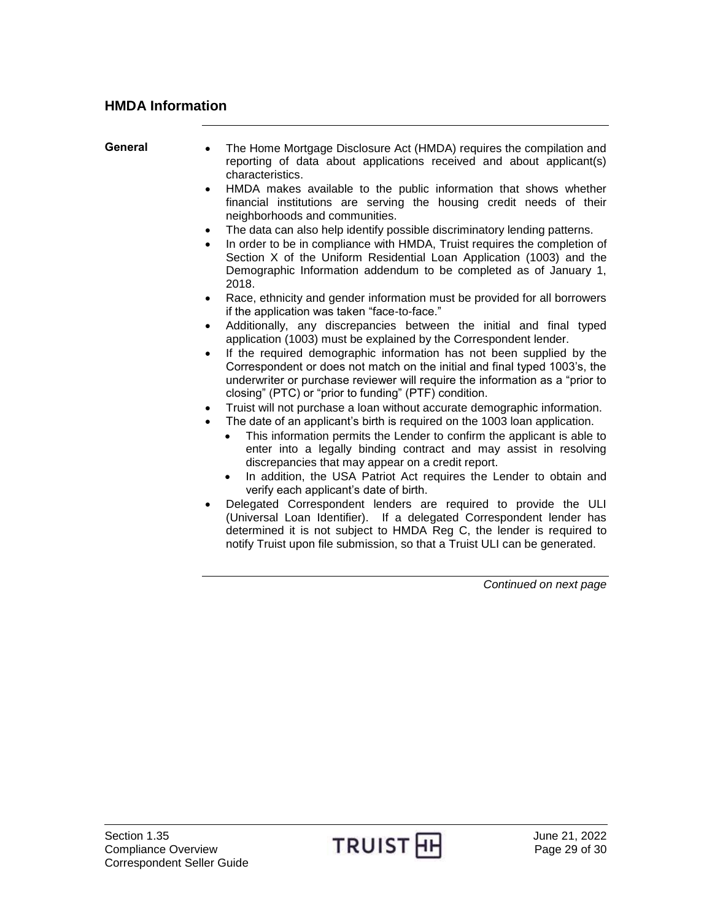## HMDA Information

**General**

- The Home Mortgage Disclosure Act (HMDA) requires the compilation and reporting of data about applications received and about applicant(s) characteristics.
- HMDA makes available to the public information that shows whether financial institutions are serving the housing credit needs of their neighborhoods and communities.
- The data can also help identify possible discriminatory lending patterns.
- In order to be in compliance with HMDA, Truist requires the completion of Section X of the Uniform Residential Loan Application (1003) and the Demographic Information addendum to be completed as of January 1, 2018.
- Race, ethnicity and gender information must be provided for all borrowers if the application was taken "face-to-face."
- Additionally, any discrepancies between the initial and final typed application (1003) must be explained by the Correspondent lender.
- If the required demographic information has not been supplied by the Correspondent or does not match on the initial and final typed 1003's, the underwriter or purchase reviewer will require the information as a "prior to closing" (PTC) or "prior to funding" (PTF) condition.
- Truist will not purchase a loan without accurate demographic information.
- The date of an applicant's birth is required on the 1003 loan application.
  - This information permits the Lender to confirm the applicant is able to enter into a legally binding contract and may assist in resolving discrepancies that may appear on a credit report.
  - In addition, the USA Patriot Act requires the Lender to obtain and verify each applicant's date of birth.
- Delegated Correspondent lenders are required to provide the ULI (Universal Loan Identifier). If a delegated Correspondent lender has determined it is not subject to HMDA Reg C, the lender is required to notify Truist upon file submission, so that a Truist ULI can be generated.

*Continued on next page*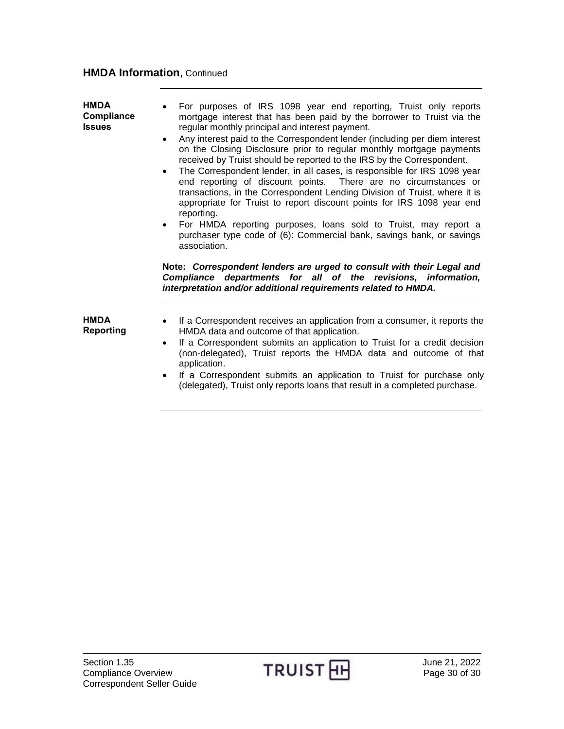## HMDA Information, Continued

**HMDA Compliance Issues**

- For purposes of IRS 1098 year end reporting, Truist only reports mortgage interest that has been paid by the borrower to Truist via the regular monthly principal and interest payment.
- Any interest paid to the Correspondent lender (including per diem interest on the Closing Disclosure prior to regular monthly mortgage payments received by Truist should be reported to the IRS by the Correspondent.
- The Correspondent lender, in all cases, is responsible for IRS 1098 year end reporting of discount points. There are no circumstances or transactions, in the Correspondent Lending Division of Truist, where it is appropriate for Truist to report discount points for IRS 1098 year end reporting.
- For HMDA reporting purposes, loans sold to Truist, may report a purchaser type code of (6): Commercial bank, savings bank, or savings association.

**Note:** ***Correspondent lenders are urged to consult with their Legal and Compliance departments for all of the revisions, information, interpretation and/or additional requirements related to HMDA.***

**HMDA Reporting**

- If a Correspondent receives an application from a consumer, it reports the HMDA data and outcome of that application.
- If a Correspondent submits an application to Truist for a credit decision (non-delegated), Truist reports the HMDA data and outcome of that application.
- If a Correspondent submits an application to Truist for purchase only (delegated), Truist only reports loans that result in a completed purchase.